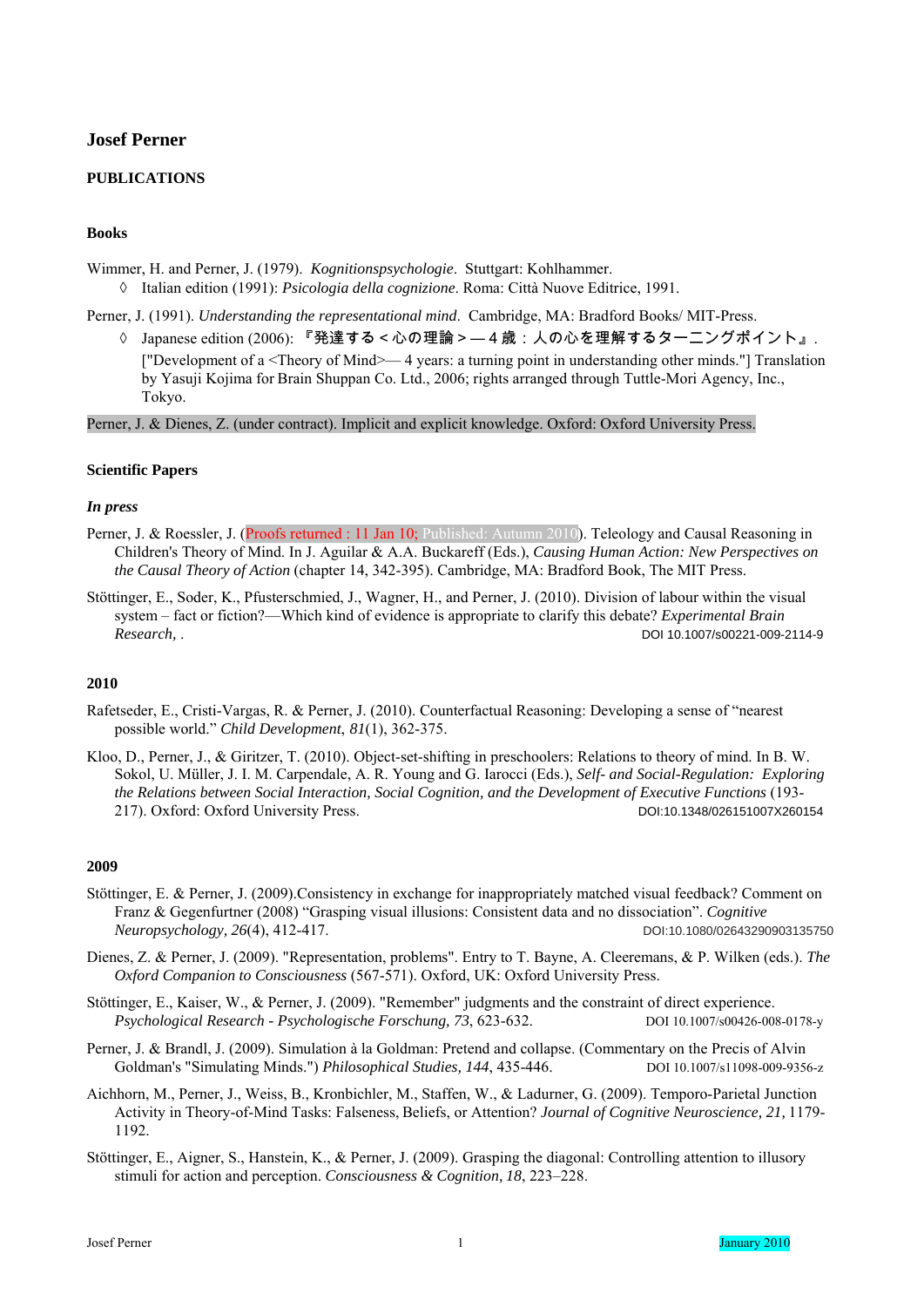# Josef Perner

## PUBLICATIONS

### Books

Wimmer, H. and Perner, J. (1979). *Kognitionspsychologie*. Stuttgart: Kohlhammer.
- ◊ Italian edition (1991): *Psicologia della cognizione*. Roma: Città Nuove Editrice, 1991.

Perner, J. (1991). *Understanding the representational mind*. Cambridge, MA: Bradford Books/ MIT-Press.
- ◊ Japanese edition (2006): 『発達する＜心の理論＞—４歳：人の心を理解するターニングポイント』. ["Development of a <Theory of Mind>— 4 years: a turning point in understanding other minds."] Translation by Yasuji Kojima for Brain Shuppan Co. Ltd., 2006; rights arranged through Tuttle-Mori Agency, Inc., Tokyo.

Perner, J. & Dienes, Z. (under contract). Implicit and explicit knowledge. Oxford: Oxford University Press.

### Scientific Papers

#### *In press*

Perner, J. & Roessler, J. (Proofs returned : 11 Jan 10; Published: Autumn 2010). Teleology and Causal Reasoning in Children's Theory of Mind. In J. Aguilar & A.A. Buckareff (Eds.), *Causing Human Action: New Perspectives on the Causal Theory of Action* (chapter 14, 342-395). Cambridge, MA: Bradford Book, The MIT Press.

Stöttinger, E., Soder, K., Pfusterschmied, J., Wagner, H., and Perner, J. (2010). Division of labour within the visual system – fact or fiction?—Which kind of evidence is appropriate to clarify this debate? *Experimental Brain Research*, . DOI 10.1007/s00221-009-2114-9

#### 2010

Rafetseder, E., Cristi-Vargas, R. & Perner, J. (2010). Counterfactual Reasoning: Developing a sense of "nearest possible world." *Child Development*, *81*(1), 362-375.

Kloo, D., Perner, J., & Giritzer, T. (2010). Object-set-shifting in preschoolers: Relations to theory of mind. In B. W. Sokol, U. Müller, J. I. M. Carpendale, A. R. Young and G. Iarocci (Eds.), *Self- and Social-Regulation: Exploring the Relations between Social Interaction, Social Cognition, and the Development of Executive Functions* (193-217). Oxford: Oxford University Press. DOI:10.1348/026151007X260154

#### 2009

Stöttinger, E. & Perner, J. (2009).Consistency in exchange for inappropriately matched visual feedback? Comment on Franz & Gegenfurtner (2008) "Grasping visual illusions: Consistent data and no dissociation". *Cognitive Neuropsychology, 26*(4), 412-417. DOI:10.1080/02643290903135750

Dienes, Z. & Perner, J. (2009). "Representation, problems". Entry to T. Bayne, A. Cleeremans, & P. Wilken (eds.). *The Oxford Companion to Consciousness* (567-571). Oxford, UK: Oxford University Press.

Stöttinger, E., Kaiser, W., & Perner, J. (2009). "Remember" judgments and the constraint of direct experience. *Psychological Research - Psychologische Forschung, 73*, 623-632. DOI 10.1007/s00426-008-0178-y

Perner, J. & Brandl, J. (2009). Simulation à la Goldman: Pretend and collapse. (Commentary on the Precis of Alvin Goldman's "Simulating Minds.") *Philosophical Studies, 144*, 435-446. DOI 10.1007/s11098-009-9356-z

Aichhorn, M., Perner, J., Weiss, B., Kronbichler, M., Staffen, W., & Ladurner, G. (2009). Temporo-Parietal Junction Activity in Theory-of-Mind Tasks: Falseness, Beliefs, or Attention? *Journal of Cognitive Neuroscience, 21,* 1179-1192.

Stöttinger, E., Aigner, S., Hanstein, K., & Perner, J. (2009). Grasping the diagonal: Controlling attention to illusory stimuli for action and perception. *Consciousness & Cognition, 18*, 223–228.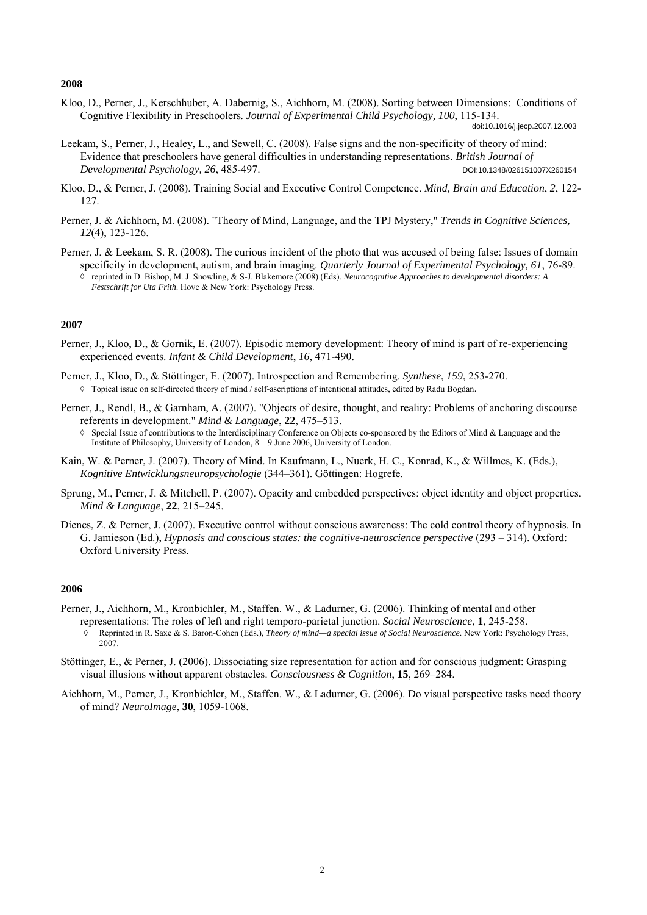**2008**

Kloo, D., Perner, J., Kerschhuber, A. Dabernig, S., Aichhorn, M. (2008). Sorting between Dimensions: Conditions of Cognitive Flexibility in Preschoolers*. Journal of Experimental Child Psychology, 100*, 115-134. doi:10.1016/j.jecp.2007.12.003

Leekam, S., Perner, J., Healey, L., and Sewell, C. (2008). False signs and the non-specificity of theory of mind: Evidence that preschoolers have general difficulties in understanding representations. *British Journal of Developmental Psychology, 26*, 485-497. DOI:10.1348/026151007X260154

Kloo, D., & Perner, J. (2008). Training Social and Executive Control Competence. *Mind, Brain and Education*, *2*, 122-127.

Perner, J. & Aichhorn, M. (2008). "Theory of Mind, Language, and the TPJ Mystery," *Trends in Cognitive Sciences, 12*(4), 123-126.

Perner, J. & Leekam, S. R. (2008). The curious incident of the photo that was accused of being false: Issues of domain specificity in development, autism, and brain imaging. *Quarterly Journal of Experimental Psychology, 61*, 76-89.
- ◊ reprinted in D. Bishop, M. J. Snowling, & S-J. Blakemore (2008) (Eds). *Neurocognitive Approaches to developmental disorders: A Festschrift for Uta Frith*. Hove & New York: Psychology Press.

**2007**

Perner, J., Kloo, D., & Gornik, E. (2007). Episodic memory development: Theory of mind is part of re-experiencing experienced events. *Infant & Child Development*, *16*, 471-490.

Perner, J., Kloo, D., & Stöttinger, E. (2007). Introspection and Remembering. *Synthese*, *159*, 253-270.
- ◊ Topical issue on self-directed theory of mind / self-ascriptions of intentional attitudes, edited by Radu Bogdan.

Perner, J., Rendl, B., & Garnham, A. (2007). "Objects of desire, thought, and reality: Problems of anchoring discourse referents in development." *Mind & Language*, **22**, 475–513.
- ◊ Special Issue of contributions to the Interdisciplinary Conference on Objects co-sponsored by the Editors of Mind & Language and the Institute of Philosophy, University of London, 8 – 9 June 2006, University of London.

Kain, W. & Perner, J. (2007). Theory of Mind. In Kaufmann, L., Nuerk, H. C., Konrad, K., & Willmes, K. (Eds.), *Kognitive Entwicklungsneuropsychologie* (344–361). Göttingen: Hogrefe.

Sprung, M., Perner, J. & Mitchell, P. (2007). Opacity and embedded perspectives: object identity and object properties. *Mind & Language*, **22**, 215–245.

Dienes, Z. & Perner, J. (2007). Executive control without conscious awareness: The cold control theory of hypnosis. In G. Jamieson (Ed.), *Hypnosis and conscious states: the cognitive-neuroscience perspective* (293 – 314). Oxford: Oxford University Press.

**2006**

Perner, J., Aichhorn, M., Kronbichler, M., Staffen. W., & Ladurner, G. (2006). Thinking of mental and other representations: The roles of left and right temporo-parietal junction. *Social Neuroscience*, **1**, 245-258.
- ◊ Reprinted in R. Saxe & S. Baron-Cohen (Eds.), *Theory of mind—a special issue of Social Neuroscience*. New York: Psychology Press, 2007.

Stöttinger, E., & Perner, J. (2006). Dissociating size representation for action and for conscious judgment: Grasping visual illusions without apparent obstacles. *Consciousness & Cognition*, **15**, 269–284.

Aichhorn, M., Perner, J., Kronbichler, M., Staffen. W., & Ladurner, G. (2006). Do visual perspective tasks need theory of mind? *NeuroImage*, **30**, 1059-1068.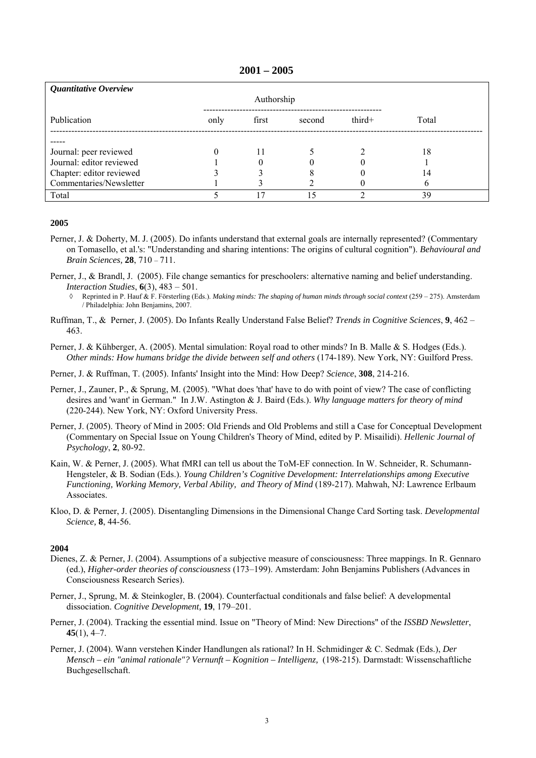## 2001 – 2005

| *Quantitative Overview* | Authorship | | | | |
|---|---|---|---|---|---|
| Publication | only | first | second | third+ | Total |
| Journal: peer reviewed | 0 | 11 | 5 | 2 | 18 |
| Journal: editor reviewed | 1 | 0 | 0 | 0 | 1 |
| Chapter: editor reviewed | 3 | 3 | 8 | 0 | 14 |
| Commentaries/Newsletter | 1 | 3 | 2 | 0 | 6 |
| Total | 5 | 17 | 15 | 2 | 39 |

**2005**

Perner, J. & Doherty, M. J. (2005). Do infants understand that external goals are internally represented? (Commentary on Tomasello, et al.'s: "Understanding and sharing intentions: The origins of cultural cognition"). *Behavioural and Brain Sciences,* **28**, 710 – 711.

Perner, J., & Brandl, J. (2005). File change semantics for preschoolers: alternative naming and belief understanding. *Interaction Studies*, **6**(3), 483 – 501.

- ◊ Reprinted in P. Hauf & F. Försterling (Eds.). *Making minds: The shaping of human minds through social context* (259 – 275). Amsterdam / Philadelphia: John Benjamins, 2007.

Ruffman, T., & Perner, J. (2005). Do Infants Really Understand False Belief? *Trends in Cognitive Sciences*, **9**, 462 – 463.

Perner, J. & Kühberger, A. (2005). Mental simulation: Royal road to other minds? In B. Malle & S. Hodges (Eds.). *Other minds: How humans bridge the divide between self and others* (174-189). New York, NY: Guilford Press.

Perner, J. & Ruffman, T. (2005). Infants' Insight into the Mind: How Deep? *Science*, **308**, 214-216.

Perner, J., Zauner, P., & Sprung, M. (2005). "What does 'that' have to do with point of view? The case of conflicting desires and 'want' in German." In J.W. Astington & J. Baird (Eds.). *Why language matters for theory of mind* (220-244). New York, NY: Oxford University Press.

Perner, J. (2005). Theory of Mind in 2005: Old Friends and Old Problems and still a Case for Conceptual Development (Commentary on Special Issue on Young Children's Theory of Mind, edited by P. Misailidi). *Hellenic Journal of Psychology*, **2**, 80-92.

Kain, W. & Perner, J. (2005). What fMRI can tell us about the ToM-EF connection. In W. Schneider, R. Schumann-Hengsteler, & B. Sodian (Eds.). *Young Children's Cognitive Development: Interrelationships among Executive Functioning, Working Memory, Verbal Ability, and Theory of Mind* (189-217). Mahwah, NJ: Lawrence Erlbaum Associates.

Kloo, D. & Perner, J. (2005). Disentangling Dimensions in the Dimensional Change Card Sorting task. *Developmental Science,* **8**, 44-56.

**2004**

Dienes, Z. & Perner, J. (2004). Assumptions of a subjective measure of consciousness: Three mappings. In R. Gennaro (ed.), *Higher-order theories of consciousness* (173–199). Amsterdam: John Benjamins Publishers (Advances in Consciousness Research Series).

Perner, J., Sprung, M. & Steinkogler, B. (2004). Counterfactual conditionals and false belief: A developmental dissociation. *Cognitive Development,* **19**, 179–201.

Perner, J. (2004). Tracking the essential mind. Issue on "Theory of Mind: New Directions" of the *ISSBD Newsletter*, **45**(1), 4–7.

Perner, J. (2004). Wann verstehen Kinder Handlungen als rational? In H. Schmidinger & C. Sedmak (Eds.), *Der Mensch – ein "animal rationale"? Vernunft – Kognition – Intelligenz,* (198-215). Darmstadt: Wissenschaftliche Buchgesellschaft.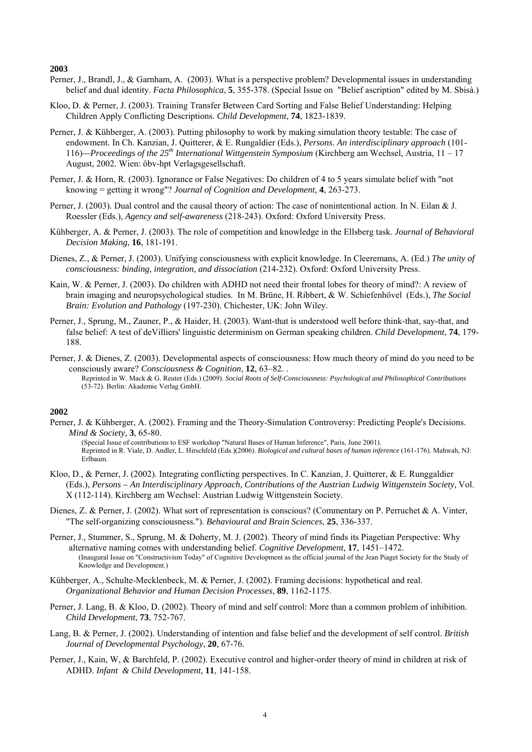**2003**

Perner, J., Brandl, J., & Garnham, A. (2003). What is a perspective problem? Developmental issues in understanding belief and dual identity. *Facta Philosophica*, **5**, 355-378. (Special Issue on "Belief ascription" edited by M. Sbisà.)

Kloo, D. & Perner, J. (2003). Training Transfer Between Card Sorting and False Belief Understanding: Helping Children Apply Conflicting Descriptions. *Child Development,* **74**, 1823-1839.

Perner, J. & Kühberger, A. (2003). Putting philosophy to work by making simulation theory testable: The case of endowment*.* In Ch. Kanzian, J. Quitterer, & E. Rungaldier (Eds.), *Persons. An interdisciplinary approach* (101-116)*—Proceedings of the 25th International Wittgenstein Symposium* (Kirchberg am Wechsel, Austria, 11 – 17 August, 2002*.* Wien: öbv-hpt Verlagsgesellschaft.

Perner, J. & Horn, R. (2003). Ignorance or False Negatives: Do children of 4 to 5 years simulate belief with "not knowing = getting it wrong"? *Journal of Cognition and Development*, **4**, 263-273.

Perner, J. (2003). Dual control and the causal theory of action: The case of nonintentional action. In N. Eilan & J. Roessler (Eds.), *Agency and self-awareness* (218-243). Oxford: Oxford University Press.

Kühberger, A. & Perner, J. (2003). The role of competition and knowledge in the Ellsberg task. *Journal of Behavioral Decision Making*, **16**, 181-191.

Dienes, Z., & Perner, J. (2003). Unifying consciousness with explicit knowledge. In Cleeremans, A. (Ed.) *The unity of consciousness: binding, integration, and dissociation* (214-232). Oxford: Oxford University Press.

Kain, W. & Perner, J. (2003). Do children with ADHD not need their frontal lobes for theory of mind?: A review of brain imaging and neuropsychological studies. In M. Brüne, H. Ribbert, & W. Schiefenhövel (Eds.), *The Social Brain: Evolution and Pathology* (197-230). Chichester, UK: John Wiley.

Perner, J., Sprung, M., Zauner, P., & Haider, H. (2003). Want-that is understood well before think-that, say-that, and false belief: A test of deVilliers' linguistic determinism on German speaking children. *Child Development*, **74**, 179-188.

Perner, J. & Dienes, Z. (2003). Developmental aspects of consciousness: How much theory of mind do you need to be consciously aware? *Consciousness & Cognition*, **12**, 63–82. .
Reprinted in W. Mack & G. Reuter (Eds.) (2009). *Social Roots of Self-Consciousness: Psychological and Philosophical Contributions* (53-72). Berlin: Akademie Verlag GmbH.

**2002**

Perner, J. & Kühberger, A. (2002). Framing and the Theory-Simulation Controversy: Predicting People's Decisions. *Mind & Society,* **3**, 65-80.
(Special Issue of contributions to ESF workshop "Natural Bases of Human Inference", Paris, June 2001).
Reprinted in R. Viale, D. Andler, L. Hirschfeld (Eds.)(2006). *Biological and cultural bases of human inference* (161-176). Mahwah, NJ: Erlbaum.

Kloo, D., & Perner, J. (2002). Integrating conflicting perspectives. In C. Kanzian, J. Quitterer, & E. Runggaldier (Eds.), *Persons – An Interdisciplinary Approach, Contributions of the Austrian Ludwig Wittgenstein Society,* Vol. X (112-114). Kirchberg am Wechsel: Austrian Ludwig Wittgenstein Society.

Dienes, Z. & Perner, J. (2002). What sort of representation is conscious? (Commentary on P. Perruchet & A. Vinter, "The self-organizing consciousness."). *Behavioural and Brain Sciences*, **25**, 336-337.

Perner, J., Stummer, S., Sprung, M. & Doherty, M. J. (2002). Theory of mind finds its Piagetian Perspective: Why alternative naming comes with understanding belief. *Cognitive Development*, **17**, 1451–1472.
(Inaugural Issue on "Constructivism Today" of Cognitive Development as the official journal of the Jean Piaget Society for the Study of Knowledge and Development.)

Kühberger, A., Schulte-Mecklenbeck, M. & Perner, J. (2002). Framing decisions: hypothetical and real. *Organizational Behavior and Human Decision Processes*, **89**, 1162-1175.

Perner, J. Lang, B. & Kloo, D. (2002). Theory of mind and self control: More than a common problem of inhibition. *Child Development*, **73**, 752-767.

Lang, B. & Perner, J. (2002). Understanding of intention and false belief and the development of self control. *British Journal of Developmental Psychology*, **20**, 67-76.

Perner, J., Kain, W, & Barchfeld, P. (2002). Executive control and higher-order theory of mind in children at risk of ADHD. *Infant & Child Development*, **11**, 141-158.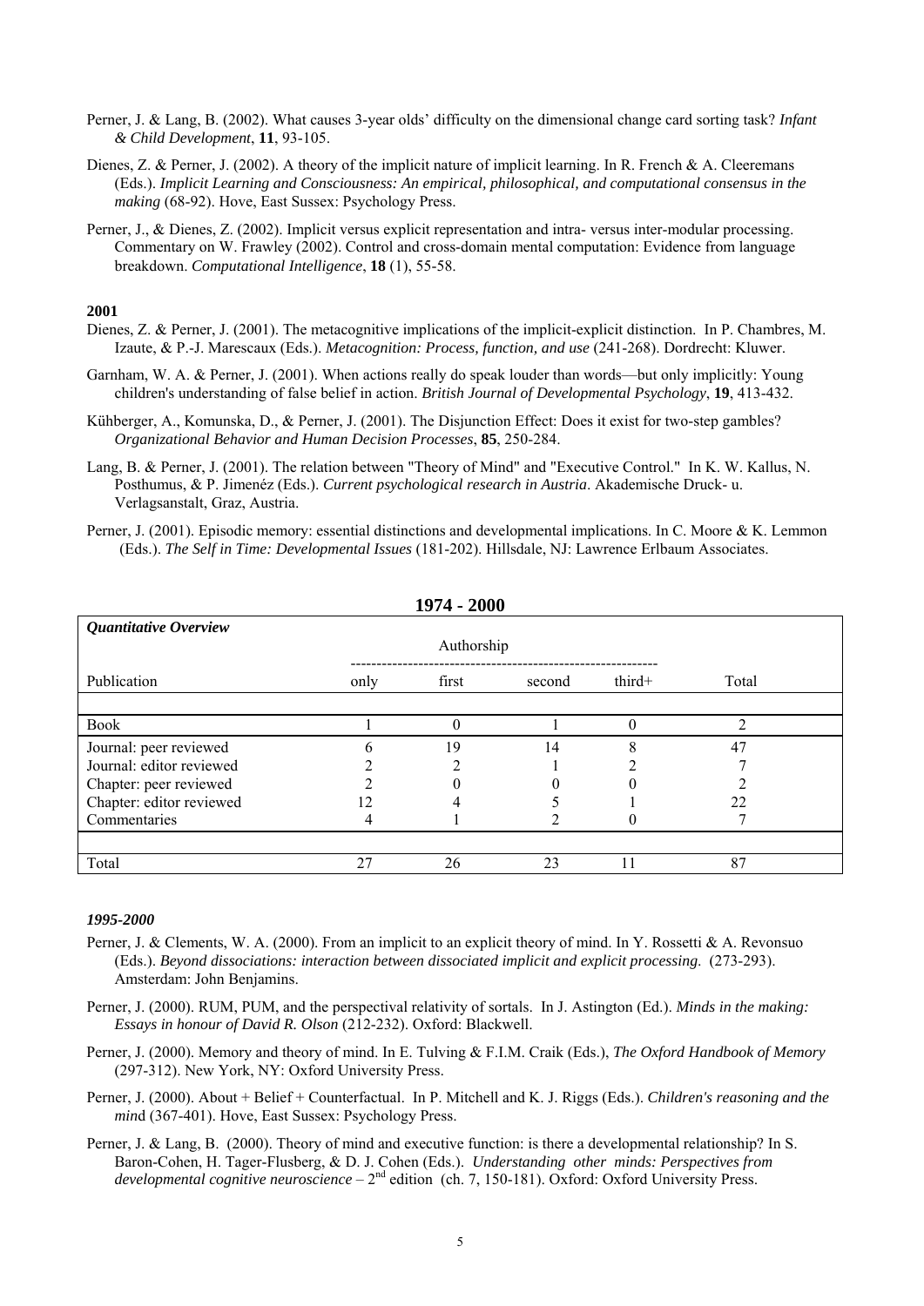Perner, J. & Lang, B. (2002). What causes 3-year olds' difficulty on the dimensional change card sorting task? *Infant & Child Development*, **11**, 93-105.

Dienes, Z. & Perner, J. (2002). A theory of the implicit nature of implicit learning. In R. French & A. Cleeremans (Eds.). *Implicit Learning and Consciousness: An empirical, philosophical, and computational consensus in the making* (68-92). Hove, East Sussex: Psychology Press.

Perner, J., & Dienes, Z. (2002). Implicit versus explicit representation and intra- versus inter-modular processing. Commentary on W. Frawley (2002). Control and cross-domain mental computation: Evidence from language breakdown. *Computational Intelligence*, **18** (1), 55-58.

**2001**

Dienes, Z. & Perner, J. (2001). The metacognitive implications of the implicit-explicit distinction. In P. Chambres, M. Izaute, & P.-J. Marescaux (Eds.). *Metacognition: Process, function, and use* (241-268). Dordrecht: Kluwer.

Garnham, W. A. & Perner, J. (2001). When actions really do speak louder than words—but only implicitly: Young children's understanding of false belief in action. *British Journal of Developmental Psychology*, **19**, 413-432.

Kühberger, A., Komunska, D., & Perner, J. (2001). The Disjunction Effect: Does it exist for two-step gambles? *Organizational Behavior and Human Decision Processes*, **85**, 250-284.

Lang, B. & Perner, J. (2001). The relation between "Theory of Mind" and "Executive Control." In K. W. Kallus, N. Posthumus, & P. Jimenéz (Eds.). *Current psychological research in Austria*. Akademische Druck- u. Verlagsanstalt, Graz, Austria.

Perner, J. (2001). Episodic memory: essential distinctions and developmental implications. In C. Moore & K. Lemmon (Eds.). *The Self in Time: Developmental Issues* (181-202). Hillsdale, NJ: Lawrence Erlbaum Associates.

**1974 - 2000**

| ***Quantitative Overview*** | Authorship | | | | |
|---|---|---|---|---|---|
| Publication | only | first | second | third+ | Total |
| Book | 1 | 0 | 1 | 0 | 2 |
| Journal: peer reviewed | 6 | 19 | 14 | 8 | 47 |
| Journal: editor reviewed | 2 | 2 | 1 | 2 | 7 |
| Chapter: peer reviewed | 2 | 0 | 0 | 0 | 2 |
| Chapter: editor reviewed | 12 | 4 | 5 | 1 | 22 |
| Commentaries | 4 | 1 | 2 | 0 | 7 |
| Total | 27 | 26 | 23 | 11 | 87 |

***1995-2000***

Perner, J. & Clements, W. A. (2000). From an implicit to an explicit theory of mind. In Y. Rossetti & A. Revonsuo (Eds.). *Beyond dissociations: interaction between dissociated implicit and explicit processing.* (273-293). Amsterdam: John Benjamins.

Perner, J. (2000). RUM, PUM, and the perspectival relativity of sortals. In J. Astington (Ed.). *Minds in the making: Essays in honour of David R. Olson* (212-232). Oxford: Blackwell.

Perner, J. (2000). Memory and theory of mind. In E. Tulving & F.I.M. Craik (Eds.), *The Oxford Handbook of Memory* (297-312). New York, NY: Oxford University Press.

Perner, J. (2000). About + Belief + Counterfactual. In P. Mitchell and K. J. Riggs (Eds.). *Children's reasoning and the mind* (367-401). Hove, East Sussex: Psychology Press.

Perner, J. & Lang, B. (2000). Theory of mind and executive function: is there a developmental relationship? In S. Baron-Cohen, H. Tager-Flusberg, & D. J. Cohen (Eds.). *Understanding other minds: Perspectives from developmental cognitive neuroscience* – 2nd edition (ch. 7, 150-181). Oxford: Oxford University Press.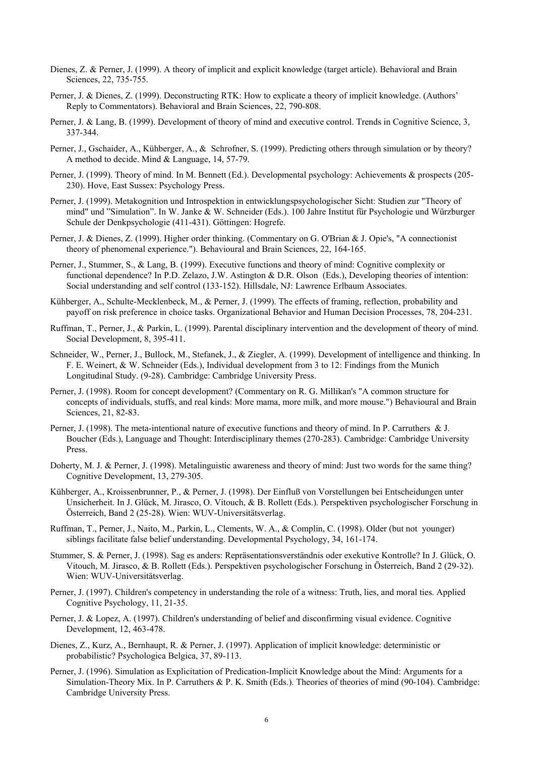Dienes, Z. & Perner, J. (1999). A theory of implicit and explicit knowledge (target article). Behavioral and Brain Sciences, 22, 735-755.

Perner, J. & Dienes, Z. (1999). Deconstructing RTK: How to explicate a theory of implicit knowledge. (Authors' Reply to Commentators). Behavioral and Brain Sciences, 22, 790-808.

Perner, J. & Lang, B. (1999). Development of theory of mind and executive control. Trends in Cognitive Science, 3, 337-344.

Perner, J., Gschaider, A., Kühberger, A., & Schrofner, S. (1999). Predicting others through simulation or by theory? A method to decide. Mind & Language, 14, 57-79.

Perner, J. (1999). Theory of mind. In M. Bennett (Ed.). Developmental psychology: Achievements & prospects (205-230). Hove, East Sussex: Psychology Press.

Perner, J. (1999). Metakognition und Introspektion in entwicklungspsychologischer Sicht: Studien zur "Theory of mind" und "Simulation". In W. Janke & W. Schneider (Eds.). 100 Jahre Institut für Psychologie und Würzburger Schule der Denkpsychologie (411-431). Göttingen: Hogrefe.

Perner, J. & Dienes, Z. (1999). Higher order thinking. (Commentary on G. O'Brian & J. Opie's, "A connectionist theory of phenomenal experience."). Behavioural and Brain Sciences, 22, 164-165.

Perner, J., Stummer, S., & Lang, B. (1999). Executive functions and theory of mind: Cognitive complexity or functional dependence? In P.D. Zelazo, J.W. Astington & D.R. Olson (Eds.), Developing theories of intention: Social understanding and self control (133-152). Hillsdale, NJ: Lawrence Erlbaum Associates.

Kühberger, A., Schulte-Mecklenbeck, M., & Perner, J. (1999). The effects of framing, reflection, probability and payoff on risk preference in choice tasks. Organizational Behavior and Human Decision Processes, 78, 204-231.

Ruffman, T., Perner, J., & Parkin, L. (1999). Parental disciplinary intervention and the development of theory of mind. Social Development, 8, 395-411.

Schneider, W., Perner, J., Bullock, M., Stefanek, J., & Ziegler, A. (1999). Development of intelligence and thinking. In F. E. Weinert, & W. Schneider (Eds.), Individual development from 3 to 12: Findings from the Munich Longitudinal Study. (9-28). Cambridge: Cambridge University Press.

Perner, J. (1998). Room for concept development? (Commentary on R. G. Millikan's "A common structure for concepts of individuals, stuffs, and real kinds: More mama, more milk, and more mouse.") Behavioural and Brain Sciences, 21, 82-83.

Perner, J. (1998). The meta-intentional nature of executive functions and theory of mind. In P. Carruthers & J. Boucher (Eds.), Language and Thought: Interdisciplinary themes (270-283). Cambridge: Cambridge University Press.

Doherty, M. J. & Perner, J. (1998). Metalinguistic awareness and theory of mind: Just two words for the same thing? Cognitive Development, 13, 279-305.

Kühberger, A., Kroissenbrunner, P., & Perner, J. (1998). Der Einfluß von Vorstellungen bei Entscheidungen unter Unsicherheit. In J. Glück, M. Jirasco, O. Vitouch, & B. Rollett (Eds.). Perspektiven psychologischer Forschung in Österreich, Band 2 (25-28). Wien: WUV-Universitätsverlag.

Ruffman, T., Perner, J., Naito, M., Parkin, L., Clements, W. A., & Complin, C. (1998). Older (but not younger) siblings facilitate false belief understanding. Developmental Psychology, 34, 161-174.

Stummer, S. & Perner, J. (1998). Sag es anders: Repräsentationsverständnis oder exekutive Kontrolle? In J. Glück, O. Vitouch, M. Jirasco, & B. Rollett (Eds.). Perspektiven psychologischer Forschung in Österreich, Band 2 (29-32). Wien: WUV-Universitätsverlag.

Perner, J. (1997). Children's competency in understanding the role of a witness: Truth, lies, and moral ties. Applied Cognitive Psychology, 11, 21-35.

Perner, J. & Lopez, A. (1997). Children's understanding of belief and disconfirming visual evidence. Cognitive Development, 12, 463-478.

Dienes, Z., Kurz, A., Bernhaupt, R. & Perner, J. (1997). Application of implicit knowledge: deterministic or probabilistic? Psychologica Belgica, 37, 89-113.

Perner, J. (1996). Simulation as Explicitation of Predication-Implicit Knowledge about the Mind: Arguments for a Simulation-Theory Mix. In P. Carruthers & P. K. Smith (Eds.). Theories of theories of mind (90-104). Cambridge: Cambridge University Press.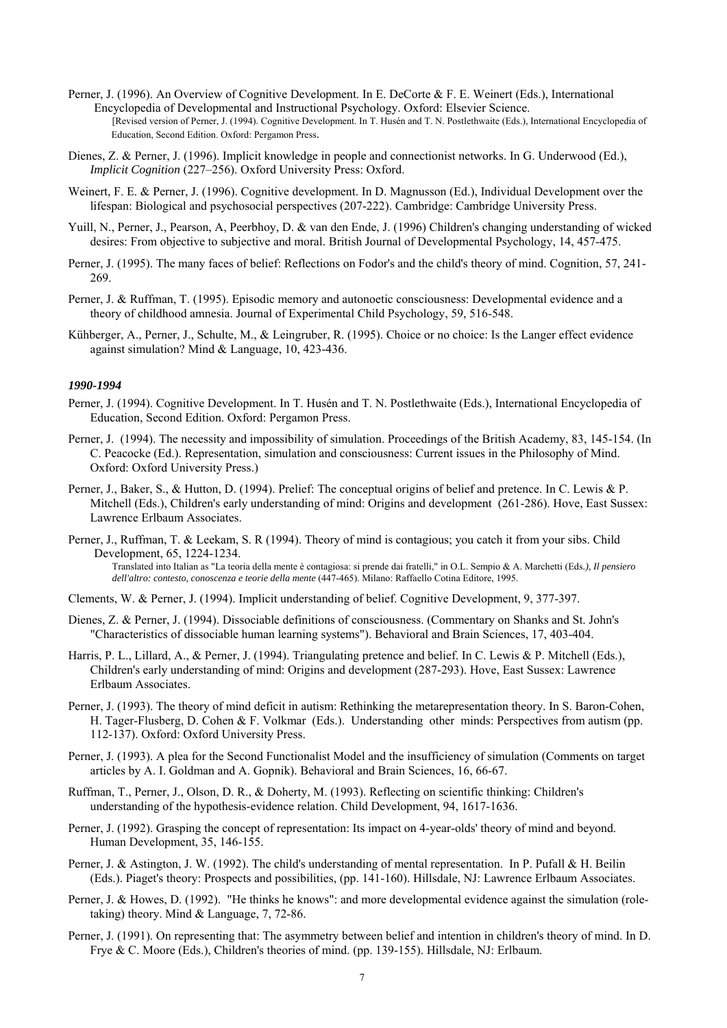Perner, J. (1996). An Overview of Cognitive Development. In E. DeCorte & F. E. Weinert (Eds.), International Encyclopedia of Developmental and Instructional Psychology. Oxford: Elsevier Science.
[Revised version of Perner, J. (1994). Cognitive Development. In T. Husén and T. N. Postlethwaite (Eds.), International Encyclopedia of Education, Second Edition. Oxford: Pergamon Press.

Dienes, Z. & Perner, J. (1996). Implicit knowledge in people and connectionist networks. In G. Underwood (Ed.), *Implicit Cognition* (227–256). Oxford University Press: Oxford.

Weinert, F. E. & Perner, J. (1996). Cognitive development. In D. Magnusson (Ed.), Individual Development over the lifespan: Biological and psychosocial perspectives (207-222). Cambridge: Cambridge University Press.

Yuill, N., Perner, J., Pearson, A, Peerbhoy, D. & van den Ende, J. (1996) Children's changing understanding of wicked desires: From objective to subjective and moral. British Journal of Developmental Psychology, 14, 457-475.

Perner, J. (1995). The many faces of belief: Reflections on Fodor's and the child's theory of mind. Cognition, 57, 241-269.

Perner, J. & Ruffman, T. (1995). Episodic memory and autonoetic consciousness: Developmental evidence and a theory of childhood amnesia. Journal of Experimental Child Psychology, 59, 516-548.

Kühberger, A., Perner, J., Schulte, M., & Leingruber, R. (1995). Choice or no choice: Is the Langer effect evidence against simulation? Mind & Language, 10, 423-436.

### *1990-1994*

Perner, J. (1994). Cognitive Development. In T. Husén and T. N. Postlethwaite (Eds.), International Encyclopedia of Education, Second Edition. Oxford: Pergamon Press.

Perner, J. (1994). The necessity and impossibility of simulation. Proceedings of the British Academy, 83, 145-154. (In C. Peacocke (Ed.). Representation, simulation and consciousness: Current issues in the Philosophy of Mind. Oxford: Oxford University Press.)

Perner, J., Baker, S., & Hutton, D. (1994). Prelief: The conceptual origins of belief and pretence. In C. Lewis & P. Mitchell (Eds.), Children's early understanding of mind: Origins and development (261-286). Hove, East Sussex: Lawrence Erlbaum Associates.

Perner, J., Ruffman, T. & Leekam, S. R (1994). Theory of mind is contagious; you catch it from your sibs. Child Development, 65, 1224-1234.
Translated into Italian as "La teoria della mente è contagiosa: si prende dai fratelli," in O.L. Sempio & A. Marchetti (Eds*.), Il pensiero dell'altro: contesto, conoscenza e teorie della mente* (447-465). Milano: Raffaello Cotina Editore, 1995.

Clements, W. & Perner, J. (1994). Implicit understanding of belief. Cognitive Development, 9, 377-397.

Dienes, Z. & Perner, J. (1994). Dissociable definitions of consciousness. (Commentary on Shanks and St. John's "Characteristics of dissociable human learning systems"). Behavioral and Brain Sciences, 17, 403-404.

Harris, P. L., Lillard, A., & Perner, J. (1994). Triangulating pretence and belief. In C. Lewis & P. Mitchell (Eds.), Children's early understanding of mind: Origins and development (287-293). Hove, East Sussex: Lawrence Erlbaum Associates.

Perner, J. (1993). The theory of mind deficit in autism: Rethinking the metarepresentation theory. In S. Baron-Cohen, H. Tager-Flusberg, D. Cohen & F. Volkmar (Eds.). Understanding other minds: Perspectives from autism (pp. 112-137). Oxford: Oxford University Press.

Perner, J. (1993). A plea for the Second Functionalist Model and the insufficiency of simulation (Comments on target articles by A. I. Goldman and A. Gopnik). Behavioral and Brain Sciences, 16, 66-67.

Ruffman, T., Perner, J., Olson, D. R., & Doherty, M. (1993). Reflecting on scientific thinking: Children's understanding of the hypothesis-evidence relation. Child Development, 94, 1617-1636.

Perner, J. (1992). Grasping the concept of representation: Its impact on 4-year-olds' theory of mind and beyond. Human Development, 35, 146-155.

Perner, J. & Astington, J. W. (1992). The child's understanding of mental representation. In P. Pufall & H. Beilin (Eds.). Piaget's theory: Prospects and possibilities, (pp. 141-160). Hillsdale, NJ: Lawrence Erlbaum Associates.

Perner, J. & Howes, D. (1992). "He thinks he knows": and more developmental evidence against the simulation (role-taking) theory. Mind & Language, 7, 72-86.

Perner, J. (1991). On representing that: The asymmetry between belief and intention in children's theory of mind. In D. Frye & C. Moore (Eds.), Children's theories of mind. (pp. 139-155). Hillsdale, NJ: Erlbaum.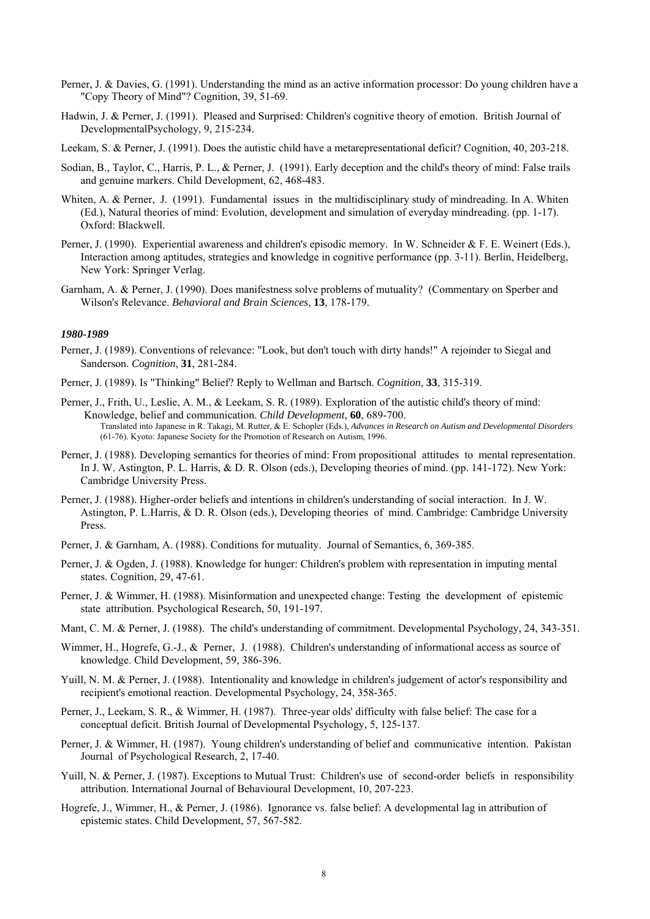Perner, J. & Davies, G. (1991). Understanding the mind as an active information processor: Do young children have a "Copy Theory of Mind"? Cognition, 39, 51-69.

Hadwin, J. & Perner, J. (1991). Pleased and Surprised: Children's cognitive theory of emotion. British Journal of DevelopmentalPsychology, 9, 215-234.

Leekam, S. & Perner, J. (1991). Does the autistic child have a metarepresentational deficit? Cognition, 40, 203-218.

Sodian, B., Taylor, C., Harris, P. L., & Perner, J. (1991). Early deception and the child's theory of mind: False trails and genuine markers. Child Development, 62, 468-483.

Whiten, A. & Perner, J. (1991). Fundamental issues in the multidisciplinary study of mindreading. In A. Whiten (Ed.), Natural theories of mind: Evolution, development and simulation of everyday mindreading. (pp. 1-17). Oxford: Blackwell.

Perner, J. (1990). Experiential awareness and children's episodic memory. In W. Schneider & F. E. Weinert (Eds.), Interaction among aptitudes, strategies and knowledge in cognitive performance (pp. 3-11). Berlin, Heidelberg, New York: Springer Verlag.

Garnham, A. & Perner, J. (1990). Does manifestness solve problems of mutuality? (Commentary on Sperber and Wilson's Relevance. *Behavioral and Brain Sciences*, **13**, 178-179.

***1980-1989***

Perner, J. (1989). Conventions of relevance: "Look, but don't touch with dirty hands!" A rejoinder to Siegal and Sanderson. *Cognition*, **31**, 281-284.

Perner, J. (1989). Is "Thinking" Belief? Reply to Wellman and Bartsch. *Cognition*, **33**, 315-319.

Perner, J., Frith, U., Leslie, A. M., & Leekam, S. R. (1989). Exploration of the autistic child's theory of mind: Knowledge, belief and communication. *Child Development*, **60**, 689-700.
Translated into Japanese in R. Takagi, M. Rutter, & E. Schopler (Eds.), *Advances in Research on Autism and Developmental Disorders* (61-76). Kyoto: Japanese Society for the Promotion of Research on Autism, 1996.

Perner, J. (1988). Developing semantics for theories of mind: From propositional attitudes to mental representation. In J. W. Astington, P. L. Harris, & D. R. Olson (eds.), Developing theories of mind. (pp. 141-172). New York: Cambridge University Press.

Perner, J. (1988). Higher-order beliefs and intentions in children's understanding of social interaction. In J. W. Astington, P. L.Harris, & D. R. Olson (eds.), Developing theories of mind. Cambridge: Cambridge University Press.

Perner, J. & Garnham, A. (1988). Conditions for mutuality. Journal of Semantics, 6, 369-385.

Perner, J. & Ogden, J. (1988). Knowledge for hunger: Children's problem with representation in imputing mental states. Cognition, 29, 47-61.

Perner, J. & Wimmer, H. (1988). Misinformation and unexpected change: Testing the development of epistemic state attribution. Psychological Research, 50, 191-197.

Mant, C. M. & Perner, J. (1988). The child's understanding of commitment. Developmental Psychology, 24, 343-351.

Wimmer, H., Hogrefe, G.-J., & Perner, J. (1988). Children's understanding of informational access as source of knowledge. Child Development, 59, 386-396.

Yuill, N. M. & Perner, J. (1988). Intentionality and knowledge in children's judgement of actor's responsibility and recipient's emotional reaction. Developmental Psychology, 24, 358-365.

Perner, J., Leekam, S. R., & Wimmer, H. (1987). Three-year olds' difficulty with false belief: The case for a conceptual deficit. British Journal of Developmental Psychology, 5, 125-137.

Perner, J. & Wimmer, H. (1987). Young children's understanding of belief and communicative intention. Pakistan Journal of Psychological Research, 2, 17-40.

Yuill, N. & Perner, J. (1987). Exceptions to Mutual Trust: Children's use of second-order beliefs in responsibility attribution. International Journal of Behavioural Development, 10, 207-223.

Hogrefe, J., Wimmer, H., & Perner, J. (1986). Ignorance vs. false belief: A developmental lag in attribution of epistemic states. Child Development, 57, 567-582.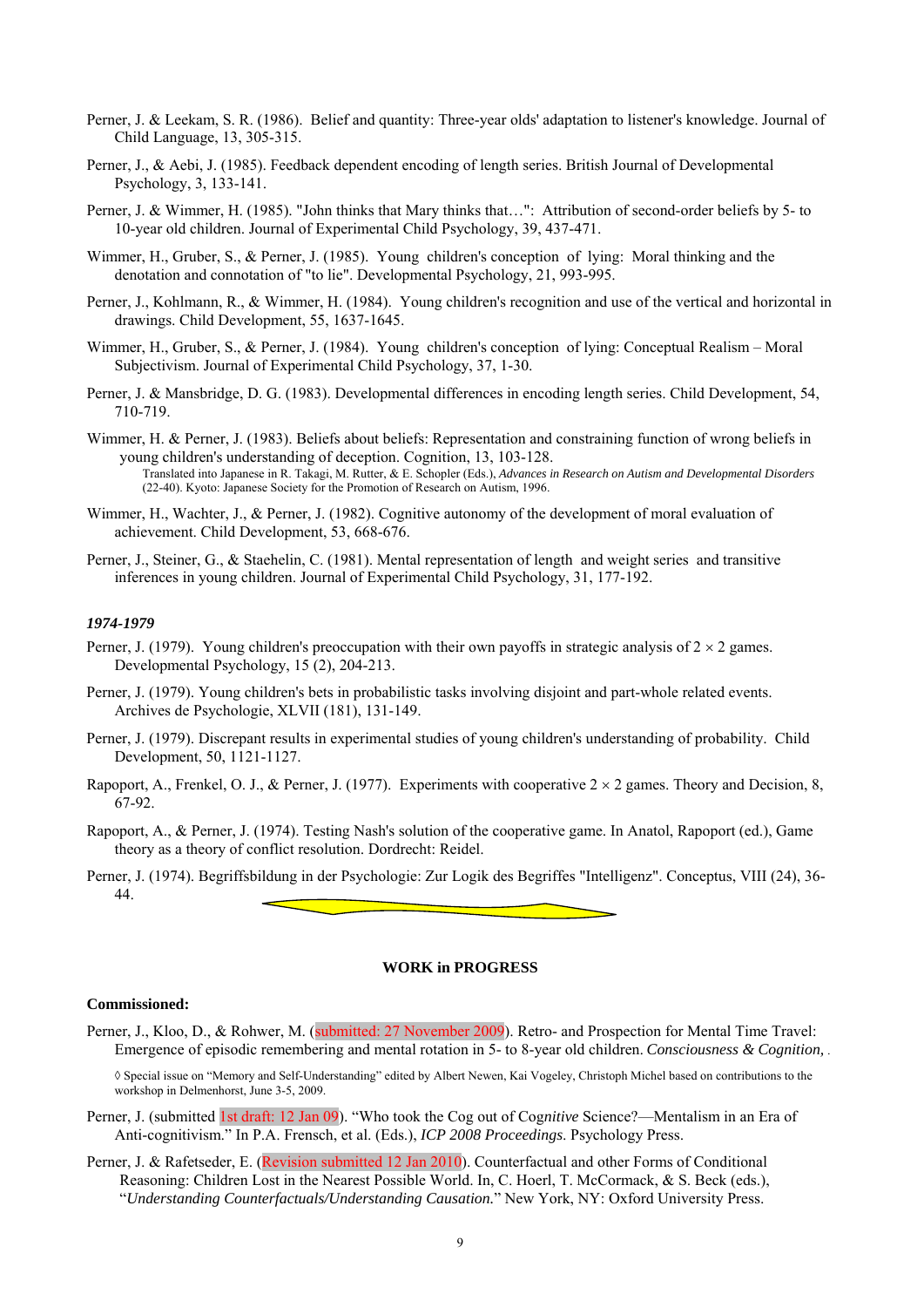Perner, J. & Leekam, S. R. (1986). Belief and quantity: Three-year olds' adaptation to listener's knowledge. Journal of Child Language, 13, 305-315.

Perner, J., & Aebi, J. (1985). Feedback dependent encoding of length series. British Journal of Developmental Psychology, 3, 133-141.

Perner, J. & Wimmer, H. (1985). "John thinks that Mary thinks that…": Attribution of second-order beliefs by 5- to 10-year old children. Journal of Experimental Child Psychology, 39, 437-471.

Wimmer, H., Gruber, S., & Perner, J. (1985). Young children's conception of lying: Moral thinking and the denotation and connotation of "to lie". Developmental Psychology, 21, 993-995.

Perner, J., Kohlmann, R., & Wimmer, H. (1984). Young children's recognition and use of the vertical and horizontal in drawings. Child Development, 55, 1637-1645.

Wimmer, H., Gruber, S., & Perner, J. (1984). Young children's conception of lying: Conceptual Realism – Moral Subjectivism. Journal of Experimental Child Psychology, 37, 1-30.

Perner, J. & Mansbridge, D. G. (1983). Developmental differences in encoding length series. Child Development, 54, 710-719.

Wimmer, H. & Perner, J. (1983). Beliefs about beliefs: Representation and constraining function of wrong beliefs in young children's understanding of deception. Cognition, 13, 103-128.
Translated into Japanese in R. Takagi, M. Rutter, & E. Schopler (Eds.), *Advances in Research on Autism and Developmental Disorders* (22-40). Kyoto: Japanese Society for the Promotion of Research on Autism, 1996.

Wimmer, H., Wachter, J., & Perner, J. (1982). Cognitive autonomy of the development of moral evaluation of achievement. Child Development, 53, 668-676.

Perner, J., Steiner, G., & Staehelin, C. (1981). Mental representation of length and weight series and transitive inferences in young children. Journal of Experimental Child Psychology, 31, 177-192.

***1974-1979***

Perner, J. (1979). Young children's preoccupation with their own payoffs in strategic analysis of 2 × 2 games. Developmental Psychology, 15 (2), 204-213.

Perner, J. (1979). Young children's bets in probabilistic tasks involving disjoint and part-whole related events. Archives de Psychologie, XLVII (181), 131-149.

Perner, J. (1979). Discrepant results in experimental studies of young children's understanding of probability. Child Development, 50, 1121-1127.

Rapoport, A., Frenkel, O. J., & Perner, J. (1977). Experiments with cooperative 2 × 2 games. Theory and Decision, 8, 67-92.

Rapoport, A., & Perner, J. (1974). Testing Nash's solution of the cooperative game. In Anatol, Rapoport (ed.), Game theory as a theory of conflict resolution. Dordrecht: Reidel.

Perner, J. (1974). Begriffsbildung in der Psychologie: Zur Logik des Begriffes "Intelligenz". Conceptus, VIII (24), 36-44.

**WORK in PROGRESS**

**Commissioned:**

Perner, J., Kloo, D., & Rohwer, M. (submitted: 27 November 2009). Retro- and Prospection for Mental Time Travel: Emergence of episodic remembering and mental rotation in 5- to 8-year old children. *Consciousness & Cognition*, .

◊ Special issue on "Memory and Self-Understanding" edited by Albert Newen, Kai Vogeley, Christoph Michel based on contributions to the workshop in Delmenhorst, June 3-5, 2009.

Perner, J. (submitted 1st draft: 12 Jan 09). "Who took the Cog out of Co*gnitive* Science?—Mentalism in an Era of Anti-cognitivism." In P.A. Frensch, et al. (Eds.), *ICP 2008 Proceedings*. Psychology Press.

Perner, J. & Rafetseder, E. (Revision submitted 12 Jan 2010). Counterfactual and other Forms of Conditional Reasoning: Children Lost in the Nearest Possible World. In, C. Hoerl, T. McCormack, & S. Beck (eds.), "*Understanding Counterfactuals/Understanding Causation.*" New York, NY: Oxford University Press.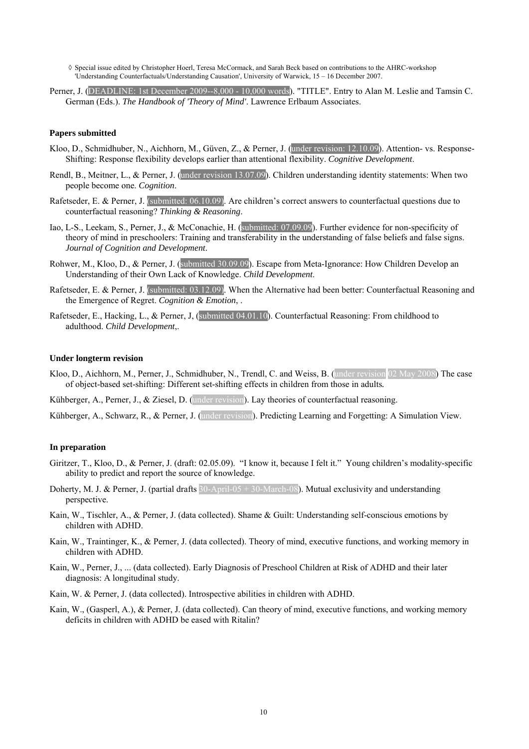◊ Special issue edited by Christopher Hoerl, Teresa McCormack, and Sarah Beck based on contributions to the AHRC-workshop 'Understanding Counterfactuals/Understanding Causation', University of Warwick, 15 – 16 December 2007.

Perner, J. (DEADLINE: 1st December 2009--8,000 - 10,000 words). "TITLE". Entry to Alan M. Leslie and Tamsin C. German (Eds.). *The Handbook of 'Theory of Mind'*. Lawrence Erlbaum Associates.

**Papers submitted**

Kloo, D., Schmidhuber, N., Aichhorn, M., Güven, Z., & Perner, J. (under revision: 12.10.09). Attention- vs. Response-Shifting: Response flexibility develops earlier than attentional flexibility. *Cognitive Development*.

Rendl, B., Meitner, L., & Perner, J. (under revision 13.07.09). Children understanding identity statements: When two people become one. *Cognition*.

Rafetseder, E. & Perner, J. (submitted: 06.10.09). Are children's correct answers to counterfactual questions due to counterfactual reasoning? *Thinking & Reasoning*.

Iao, L-S., Leekam, S., Perner, J., & McConachie, H. (submitted: 07.09.09). Further evidence for non-specificity of theory of mind in preschoolers: Training and transferability in the understanding of false beliefs and false signs. *Journal of Cognition and Development*.

Rohwer, M., Kloo, D., & Perner, J. (submitted 30.09.09). Escape from Meta-Ignorance: How Children Develop an Understanding of their Own Lack of Knowledge. *Child Development.*

Rafetseder, E. & Perner, J. (submitted: 03.12.09). When the Alternative had been better: Counterfactual Reasoning and the Emergence of Regret. *Cognition & Emotion*, .

Rafetseder, E., Hacking, L., & Perner, J, (submitted 04.01.10). Counterfactual Reasoning: From childhood to adulthood. *Child Development*,.

**Under longterm revision**

Kloo, D., Aichhorn, M., Perner, J., Schmidhuber, N., Trendl, C. and Weiss, B. (under revision 02 May 2008) The case of object-based set-shifting: Different set-shifting effects in children from those in adults*.*

Kühberger, A., Perner, J., & Ziesel, D. (under revision). Lay theories of counterfactual reasoning.

Kühberger, A., Schwarz, R., & Perner, J. (under revision). Predicting Learning and Forgetting: A Simulation View.

**In preparation**

Giritzer, T., Kloo, D., & Perner, J. (draft: 02.05.09). "I know it, because I felt it." Young children's modality-specific ability to predict and report the source of knowledge.

Doherty, M. J. & Perner, J. (partial drafts 30-April-05 + 30-March-08). Mutual exclusivity and understanding perspective.

Kain, W., Tischler, A., & Perner, J. (data collected). Shame & Guilt: Understanding self-conscious emotions by children with ADHD.

Kain, W., Traintinger, K., & Perner, J. (data collected). Theory of mind, executive functions, and working memory in children with ADHD.

Kain, W., Perner, J., ... (data collected). Early Diagnosis of Preschool Children at Risk of ADHD and their later diagnosis: A longitudinal study.

Kain, W. & Perner, J. (data collected). Introspective abilities in children with ADHD.

Kain, W., (Gasperl, A.), & Perner, J. (data collected). Can theory of mind, executive functions, and working memory deficits in children with ADHD be eased with Ritalin?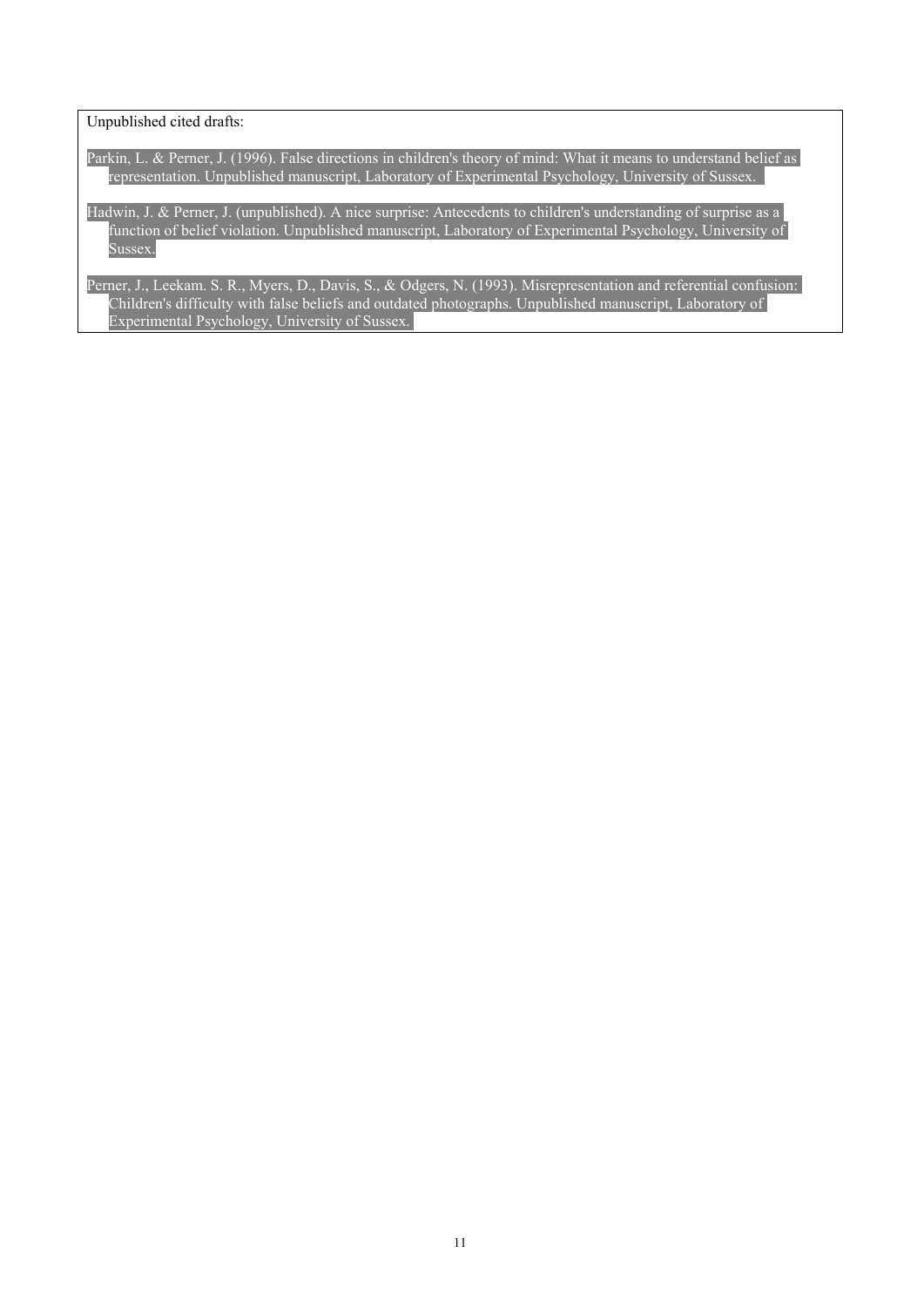Unpublished cited drafts:

Parkin, L. & Perner, J. (1996). False directions in children's theory of mind: What it means to understand belief as representation. Unpublished manuscript, Laboratory of Experimental Psychology, University of Sussex.

Hadwin, J. & Perner, J. (unpublished). A nice surprise: Antecedents to children's understanding of surprise as a function of belief violation. Unpublished manuscript, Laboratory of Experimental Psychology, University of Sussex.

Perner, J., Leekam. S. R., Myers, D., Davis, S., & Odgers, N. (1993). Misrepresentation and referential confusion: Children's difficulty with false beliefs and outdated photographs. Unpublished manuscript, Laboratory of Experimental Psychology, University of Sussex.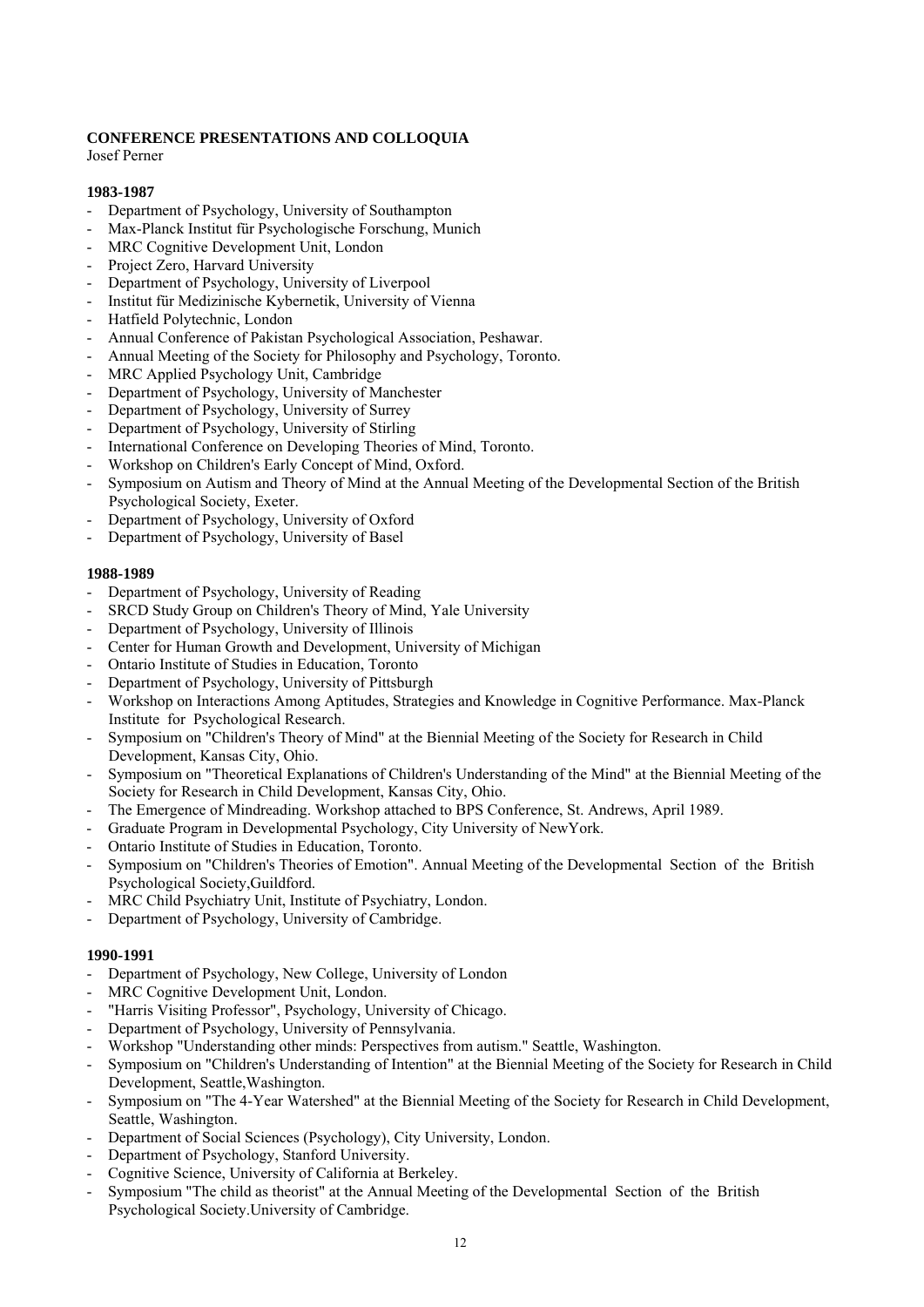**CONFERENCE PRESENTATIONS AND COLLOQUIA**
Josef Perner

**1983-1987**

- Department of Psychology, University of Southampton
- Max-Planck Institut für Psychologische Forschung, Munich
- MRC Cognitive Development Unit, London
- Project Zero, Harvard University
- Department of Psychology, University of Liverpool
- Institut für Medizinische Kybernetik, University of Vienna
- Hatfield Polytechnic, London
- Annual Conference of Pakistan Psychological Association, Peshawar.
- Annual Meeting of the Society for Philosophy and Psychology, Toronto.
- MRC Applied Psychology Unit, Cambridge
- Department of Psychology, University of Manchester
- Department of Psychology, University of Surrey
- Department of Psychology, University of Stirling
- International Conference on Developing Theories of Mind, Toronto.
- Workshop on Children's Early Concept of Mind, Oxford.
- Symposium on Autism and Theory of Mind at the Annual Meeting of the Developmental Section of the British Psychological Society, Exeter.
- Department of Psychology, University of Oxford
- Department of Psychology, University of Basel

**1988-1989**

- Department of Psychology, University of Reading
- SRCD Study Group on Children's Theory of Mind, Yale University
- Department of Psychology, University of Illinois
- Center for Human Growth and Development, University of Michigan
- Ontario Institute of Studies in Education, Toronto
- Department of Psychology, University of Pittsburgh
- Workshop on Interactions Among Aptitudes, Strategies and Knowledge in Cognitive Performance. Max-Planck Institute for Psychological Research.
- Symposium on "Children's Theory of Mind" at the Biennial Meeting of the Society for Research in Child Development, Kansas City, Ohio.
- Symposium on "Theoretical Explanations of Children's Understanding of the Mind" at the Biennial Meeting of the Society for Research in Child Development, Kansas City, Ohio.
- The Emergence of Mindreading. Workshop attached to BPS Conference, St. Andrews, April 1989.
- Graduate Program in Developmental Psychology, City University of NewYork.
- Ontario Institute of Studies in Education, Toronto.
- Symposium on "Children's Theories of Emotion". Annual Meeting of the Developmental Section of the British Psychological Society,Guildford.
- MRC Child Psychiatry Unit, Institute of Psychiatry, London.
- Department of Psychology, University of Cambridge.

**1990-1991**

- Department of Psychology, New College, University of London
- MRC Cognitive Development Unit, London.
- "Harris Visiting Professor", Psychology, University of Chicago.
- Department of Psychology, University of Pennsylvania.
- Workshop "Understanding other minds: Perspectives from autism." Seattle, Washington.
- Symposium on "Children's Understanding of Intention" at the Biennial Meeting of the Society for Research in Child Development, Seattle,Washington.
- Symposium on "The 4-Year Watershed" at the Biennial Meeting of the Society for Research in Child Development, Seattle, Washington.
- Department of Social Sciences (Psychology), City University, London.
- Department of Psychology, Stanford University.
- Cognitive Science, University of California at Berkeley.
- Symposium "The child as theorist" at the Annual Meeting of the Developmental Section of the British Psychological Society.University of Cambridge.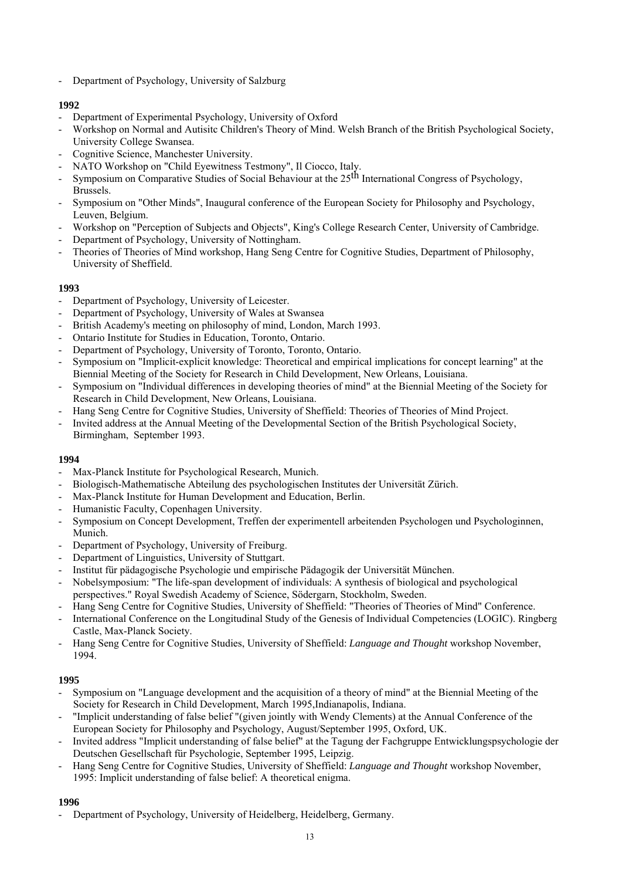- Department of Psychology, University of Salzburg

**1992**

- Department of Experimental Psychology, University of Oxford
- Workshop on Normal and Autisitc Children's Theory of Mind. Welsh Branch of the British Psychological Society, University College Swansea.
- Cognitive Science, Manchester University.
- NATO Workshop on "Child Eyewitness Testmony", Il Ciocco, Italy.
- Symposium on Comparative Studies of Social Behaviour at the 25th International Congress of Psychology, Brussels.
- Symposium on "Other Minds", Inaugural conference of the European Society for Philosophy and Psychology, Leuven, Belgium.
- Workshop on "Perception of Subjects and Objects", King's College Research Center, University of Cambridge.
- Department of Psychology, University of Nottingham.
- Theories of Theories of Mind workshop, Hang Seng Centre for Cognitive Studies, Department of Philosophy, University of Sheffield.

**1993**

- Department of Psychology, University of Leicester.
- Department of Psychology, University of Wales at Swansea
- British Academy's meeting on philosophy of mind, London, March 1993.
- Ontario Institute for Studies in Education, Toronto, Ontario.
- Department of Psychology, University of Toronto, Toronto, Ontario.
- Symposium on "Implicit-explicit knowledge: Theoretical and empirical implications for concept learning" at the Biennial Meeting of the Society for Research in Child Development, New Orleans, Louisiana.
- Symposium on "Individual differences in developing theories of mind" at the Biennial Meeting of the Society for Research in Child Development, New Orleans, Louisiana.
- Hang Seng Centre for Cognitive Studies, University of Sheffield: Theories of Theories of Mind Project.
- Invited address at the Annual Meeting of the Developmental Section of the British Psychological Society, Birmingham, September 1993.

**1994**

- Max-Planck Institute for Psychological Research, Munich.
- Biologisch-Mathematische Abteilung des psychologischen Institutes der Universität Zürich.
- Max-Planck Institute for Human Development and Education, Berlin.
- Humanistic Faculty, Copenhagen University.
- Symposium on Concept Development, Treffen der experimentell arbeitenden Psychologen und Psychologinnen, Munich.
- Department of Psychology, University of Freiburg.
- Department of Linguistics, University of Stuttgart.
- Institut für pädagogische Psychologie und empirische Pädagogik der Universität München.
- Nobelsymposium: "The life-span development of individuals: A synthesis of biological and psychological perspectives." Royal Swedish Academy of Science, Södergarn, Stockholm, Sweden.
- Hang Seng Centre for Cognitive Studies, University of Sheffield: "Theories of Theories of Mind" Conference.
- International Conference on the Longitudinal Study of the Genesis of Individual Competencies (LOGIC). Ringberg Castle, Max-Planck Society.
- Hang Seng Centre for Cognitive Studies, University of Sheffield: *Language and Thought* workshop November, 1994.

**1995**

- Symposium on "Language development and the acquisition of a theory of mind" at the Biennial Meeting of the Society for Research in Child Development, March 1995,Indianapolis, Indiana.
- "Implicit understanding of false belief "(given jointly with Wendy Clements) at the Annual Conference of the European Society for Philosophy and Psychology, August/September 1995, Oxford, UK.
- Invited address "Implicit understanding of false belief" at the Tagung der Fachgruppe Entwicklungspsychologie der Deutschen Gesellschaft für Psychologie, September 1995, Leipzig.
- Hang Seng Centre for Cognitive Studies, University of Sheffield: *Language and Thought* workshop November, 1995: Implicit understanding of false belief: A theoretical enigma.

**1996**

- Department of Psychology, University of Heidelberg, Heidelberg, Germany.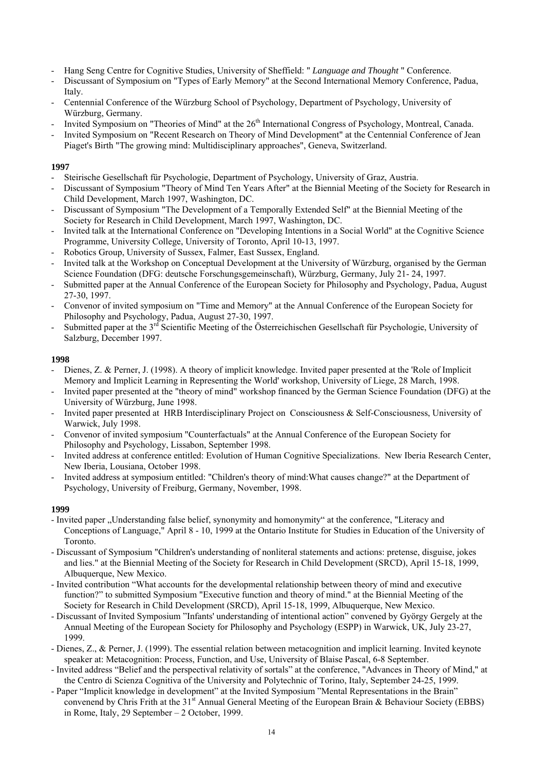- Hang Seng Centre for Cognitive Studies, University of Sheffield: " *Language and Thought* " Conference.
- Discussant of Symposium on "Types of Early Memory" at the Second International Memory Conference, Padua, Italy.
- Centennial Conference of the Würzburg School of Psychology, Department of Psychology, University of Würzburg, Germany.
- Invited Symposium on "Theories of Mind" at the 26th International Congress of Psychology, Montreal, Canada.
- Invited Symposium on "Recent Research on Theory of Mind Development" at the Centennial Conference of Jean Piaget's Birth "The growing mind: Multidisciplinary approaches", Geneva, Switzerland.

**1997**

- Steirische Gesellschaft für Psychologie, Department of Psychology, University of Graz, Austria.
- Discussant of Symposium "Theory of Mind Ten Years After" at the Biennial Meeting of the Society for Research in Child Development, March 1997, Washington, DC.
- Discussant of Symposium "The Development of a Temporally Extended Self" at the Biennial Meeting of the Society for Research in Child Development, March 1997, Washington, DC.
- Invited talk at the International Conference on "Developing Intentions in a Social World" at the Cognitive Science Programme, University College, University of Toronto, April 10-13, 1997.
- Robotics Group, University of Sussex, Falmer, East Sussex, England.
- Invited talk at the Workshop on Conceptual Development at the University of Würzburg, organised by the German Science Foundation (DFG: deutsche Forschungsgemeinschaft), Würzburg, Germany, July 21- 24, 1997.
- Submitted paper at the Annual Conference of the European Society for Philosophy and Psychology, Padua, August 27-30, 1997.
- Convenor of invited symposium on "Time and Memory" at the Annual Conference of the European Society for Philosophy and Psychology, Padua, August 27-30, 1997.
- Submitted paper at the 3rd Scientific Meeting of the Österreichischen Gesellschaft für Psychologie, University of Salzburg, December 1997.

**1998**

- Dienes, Z. & Perner, J. (1998). A theory of implicit knowledge. Invited paper presented at the 'Role of Implicit Memory and Implicit Learning in Representing the World' workshop, University of Liege, 28 March, 1998.
- Invited paper presented at the "theory of mind" workshop financed by the German Science Foundation (DFG) at the University of Würzburg, June 1998.
- Invited paper presented at HRB Interdisciplinary Project on Consciousness & Self-Consciousness, University of Warwick, July 1998.
- Convenor of invited symposium "Counterfactuals" at the Annual Conference of the European Society for Philosophy and Psychology, Lissabon, September 1998.
- Invited address at conference entitled: Evolution of Human Cognitive Specializations. New Iberia Research Center, New Iberia, Lousiana, October 1998.
- Invited address at symposium entitled: "Children's theory of mind:What causes change?" at the Department of Psychology, University of Freiburg, Germany, November, 1998.

**1999**

- Invited paper „Understanding false belief, synonymity and homonymity“ at the conference, "Literacy and Conceptions of Language," April 8 - 10, 1999 at the Ontario Institute for Studies in Education of the University of Toronto.
- Discussant of Symposium "Children's understanding of nonliteral statements and actions: pretense, disguise, jokes and lies." at the Biennial Meeting of the Society for Research in Child Development (SRCD), April 15-18, 1999, Albuquerque, New Mexico.
- Invited contribution “What accounts for the developmental relationship between theory of mind and executive function?” to submitted Symposium "Executive function and theory of mind." at the Biennial Meeting of the Society for Research in Child Development (SRCD), April 15-18, 1999, Albuquerque, New Mexico.
- Discussant of Invited Symposium ”Infants' understanding of intentional action” convened by György Gergely at the Annual Meeting of the European Society for Philosophy and Psychology (ESPP) in Warwick, UK, July 23-27, 1999.
- Dienes, Z., & Perner, J. (1999). The essential relation between metacognition and implicit learning. Invited keynote speaker at: Metacognition: Process, Function, and Use, University of Blaise Pascal, 6-8 September.
- Invited address “Belief and the perspectival relativity of sortals” at the conference, "Advances in Theory of Mind," at the Centro di Scienza Cognitiva of the University and Polytechnic of Torino, Italy, September 24-25, 1999.
- Paper “Implicit knowledge in development” at the Invited Symposium ”Mental Representations in the Brain” convenend by Chris Frith at the 31st Annual General Meeting of the European Brain & Behaviour Society (EBBS) in Rome, Italy, 29 September – 2 October, 1999.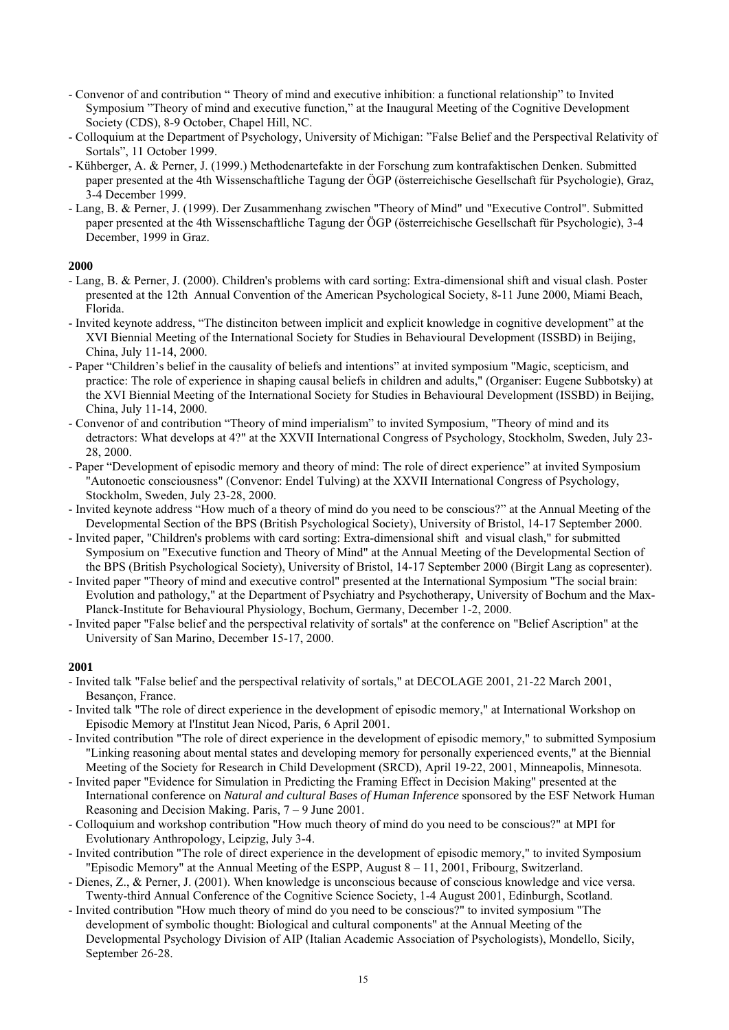- Convenor of and contribution " Theory of mind and executive inhibition: a functional relationship" to Invited Symposium "Theory of mind and executive function," at the Inaugural Meeting of the Cognitive Development Society (CDS), 8-9 October, Chapel Hill, NC.
- Colloquium at the Department of Psychology, University of Michigan: "False Belief and the Perspectival Relativity of Sortals", 11 October 1999.
- Kühberger, A. & Perner, J. (1999.) Methodenartefakte in der Forschung zum kontrafaktischen Denken. Submitted paper presented at the 4th Wissenschaftliche Tagung der ÖGP (österreichische Gesellschaft für Psychologie), Graz, 3-4 December 1999.
- Lang, B. & Perner, J. (1999). Der Zusammenhang zwischen "Theory of Mind" und "Executive Control". Submitted paper presented at the 4th Wissenschaftliche Tagung der ÖGP (österreichische Gesellschaft für Psychologie), 3-4 December, 1999 in Graz.

**2000**

- Lang, B. & Perner, J. (2000). Children's problems with card sorting: Extra-dimensional shift and visual clash. Poster presented at the 12th Annual Convention of the American Psychological Society, 8-11 June 2000, Miami Beach, Florida.
- Invited keynote address, "The distinciton between implicit and explicit knowledge in cognitive development" at the XVI Biennial Meeting of the International Society for Studies in Behavioural Development (ISSBD) in Beijing, China, July 11-14, 2000.
- Paper "Children's belief in the causality of beliefs and intentions" at invited symposium "Magic, scepticism, and practice: The role of experience in shaping causal beliefs in children and adults," (Organiser: Eugene Subbotsky) at the XVI Biennial Meeting of the International Society for Studies in Behavioural Development (ISSBD) in Beijing, China, July 11-14, 2000.
- Convenor of and contribution "Theory of mind imperialism" to invited Symposium, "Theory of mind and its detractors: What develops at 4?" at the XXVII International Congress of Psychology, Stockholm, Sweden, July 23-28, 2000.
- Paper "Development of episodic memory and theory of mind: The role of direct experience" at invited Symposium "Autonoetic consciousness" (Convenor: Endel Tulving) at the XXVII International Congress of Psychology, Stockholm, Sweden, July 23-28, 2000.
- Invited keynote address "How much of a theory of mind do you need to be conscious?" at the Annual Meeting of the Developmental Section of the BPS (British Psychological Society), University of Bristol, 14-17 September 2000.
- Invited paper, "Children's problems with card sorting: Extra-dimensional shift and visual clash," for submitted Symposium on "Executive function and Theory of Mind" at the Annual Meeting of the Developmental Section of the BPS (British Psychological Society), University of Bristol, 14-17 September 2000 (Birgit Lang as copresenter).
- Invited paper "Theory of mind and executive control" presented at the International Symposium "The social brain: Evolution and pathology," at the Department of Psychiatry and Psychotherapy, University of Bochum and the Max-Planck-Institute for Behavioural Physiology, Bochum, Germany, December 1-2, 2000.
- Invited paper "False belief and the perspectival relativity of sortals" at the conference on "Belief Ascription" at the University of San Marino, December 15-17, 2000.

**2001**

- Invited talk "False belief and the perspectival relativity of sortals," at DECOLAGE 2001, 21-22 March 2001, Besançon, France.
- Invited talk "The role of direct experience in the development of episodic memory," at International Workshop on Episodic Memory at l'Institut Jean Nicod, Paris, 6 April 2001.
- Invited contribution "The role of direct experience in the development of episodic memory," to submitted Symposium "Linking reasoning about mental states and developing memory for personally experienced events," at the Biennial Meeting of the Society for Research in Child Development (SRCD), April 19-22, 2001, Minneapolis, Minnesota.
- Invited paper "Evidence for Simulation in Predicting the Framing Effect in Decision Making" presented at the International conference on *Natural and cultural Bases of Human Inference* sponsored by the ESF Network Human Reasoning and Decision Making. Paris, 7 – 9 June 2001.
- Colloquium and workshop contribution "How much theory of mind do you need to be conscious?" at MPI for Evolutionary Anthropology, Leipzig, July 3-4.
- Invited contribution "The role of direct experience in the development of episodic memory," to invited Symposium "Episodic Memory" at the Annual Meeting of the ESPP, August 8 – 11, 2001, Fribourg, Switzerland.
- Dienes, Z., & Perner, J. (2001). When knowledge is unconscious because of conscious knowledge and vice versa. Twenty-third Annual Conference of the Cognitive Science Society, 1-4 August 2001, Edinburgh, Scotland.
- Invited contribution "How much theory of mind do you need to be conscious?" to invited symposium "The development of symbolic thought: Biological and cultural components" at the Annual Meeting of the Developmental Psychology Division of AIP (Italian Academic Association of Psychologists), Mondello, Sicily, September 26-28.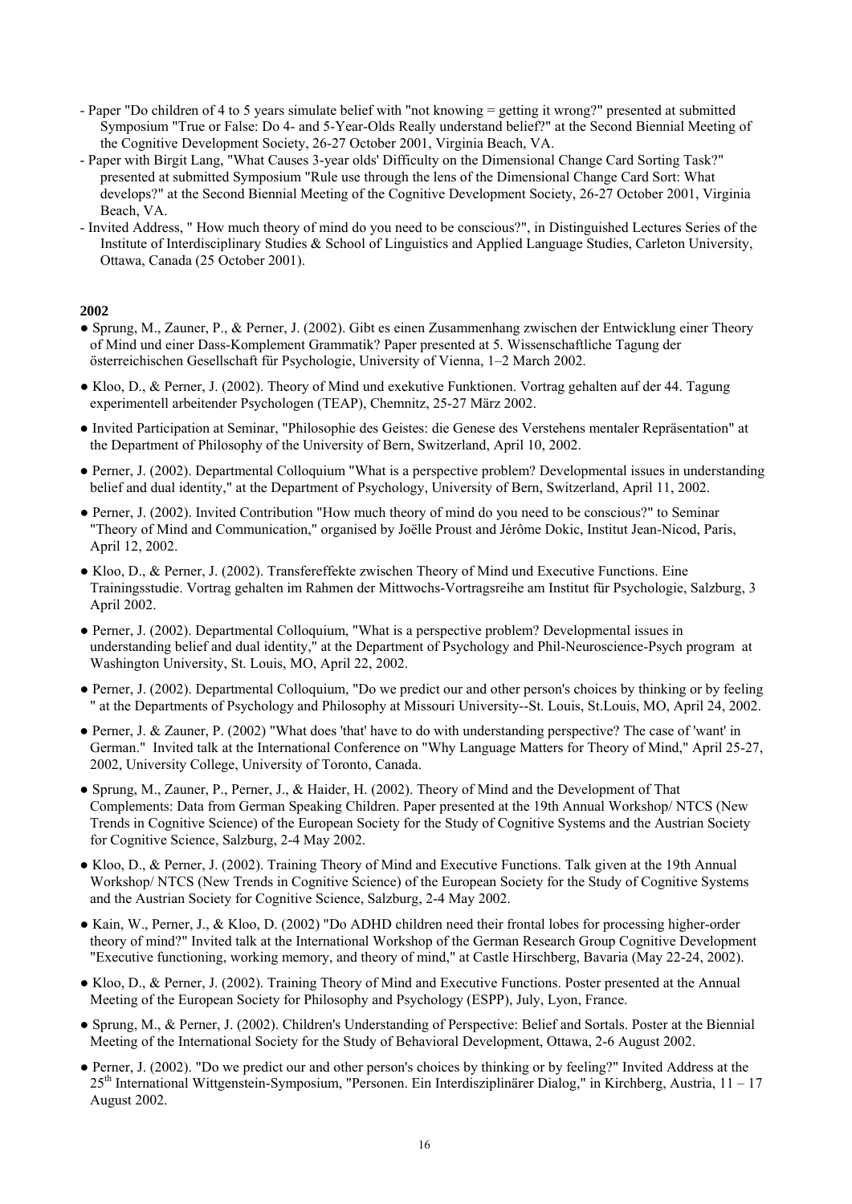- Paper "Do children of 4 to 5 years simulate belief with "not knowing = getting it wrong?" presented at submitted Symposium "True or False: Do 4- and 5-Year-Olds Really understand belief?" at the Second Biennial Meeting of the Cognitive Development Society, 26-27 October 2001, Virginia Beach, VA.
- Paper with Birgit Lang, "What Causes 3-year olds' Difficulty on the Dimensional Change Card Sorting Task?" presented at submitted Symposium "Rule use through the lens of the Dimensional Change Card Sort: What develops?" at the Second Biennial Meeting of the Cognitive Development Society, 26-27 October 2001, Virginia Beach, VA.
- Invited Address, " How much theory of mind do you need to be conscious?", in Distinguished Lectures Series of the Institute of Interdisciplinary Studies & School of Linguistics and Applied Language Studies, Carleton University, Ottawa, Canada (25 October 2001).

**2002**

- Sprung, M., Zauner, P., & Perner, J. (2002). Gibt es einen Zusammenhang zwischen der Entwicklung einer Theory of Mind und einer Dass-Komplement Grammatik? Paper presented at 5. Wissenschaftliche Tagung der österreichischen Gesellschaft für Psychologie, University of Vienna, 1–2 March 2002.
- Kloo, D., & Perner, J. (2002). Theory of Mind und exekutive Funktionen. Vortrag gehalten auf der 44. Tagung experimentell arbeitender Psychologen (TEAP), Chemnitz, 25-27 März 2002.
- Invited Participation at Seminar, "Philosophie des Geistes: die Genese des Verstehens mentaler Repräsentation" at the Department of Philosophy of the University of Bern, Switzerland, April 10, 2002.
- Perner, J. (2002). Departmental Colloquium "What is a perspective problem? Developmental issues in understanding belief and dual identity," at the Department of Psychology, University of Bern, Switzerland, April 11, 2002.
- Perner, J. (2002). Invited Contribution "How much theory of mind do you need to be conscious?" to Seminar "Theory of Mind and Communication," organised by Joëlle Proust and Jérôme Dokic, Institut Jean-Nicod, Paris, April 12, 2002.
- Kloo, D., & Perner, J. (2002). Transfereffekte zwischen Theory of Mind und Executive Functions. Eine Trainingsstudie. Vortrag gehalten im Rahmen der Mittwochs-Vortragsreihe am Institut für Psychologie, Salzburg, 3 April 2002.
- Perner, J. (2002). Departmental Colloquium, "What is a perspective problem? Developmental issues in understanding belief and dual identity," at the Department of Psychology and Phil-Neuroscience-Psych program at Washington University, St. Louis, MO, April 22, 2002.
- Perner, J. (2002). Departmental Colloquium, "Do we predict our and other person's choices by thinking or by feeling " at the Departments of Psychology and Philosophy at Missouri University--St. Louis, St.Louis, MO, April 24, 2002.
- Perner, J. & Zauner, P. (2002) "What does 'that' have to do with understanding perspective? The case of 'want' in German." Invited talk at the International Conference on "Why Language Matters for Theory of Mind," April 25-27, 2002, University College, University of Toronto, Canada.
- Sprung, M., Zauner, P., Perner, J., & Haider, H. (2002). Theory of Mind and the Development of That Complements: Data from German Speaking Children. Paper presented at the 19th Annual Workshop/ NTCS (New Trends in Cognitive Science) of the European Society for the Study of Cognitive Systems and the Austrian Society for Cognitive Science, Salzburg, 2-4 May 2002.
- Kloo, D., & Perner, J. (2002). Training Theory of Mind and Executive Functions. Talk given at the 19th Annual Workshop/ NTCS (New Trends in Cognitive Science) of the European Society for the Study of Cognitive Systems and the Austrian Society for Cognitive Science, Salzburg, 2-4 May 2002.
- Kain, W., Perner, J., & Kloo, D. (2002) "Do ADHD children need their frontal lobes for processing higher-order theory of mind?" Invited talk at the International Workshop of the German Research Group Cognitive Development "Executive functioning, working memory, and theory of mind," at Castle Hirschberg, Bavaria (May 22-24, 2002).
- Kloo, D., & Perner, J. (2002). Training Theory of Mind and Executive Functions. Poster presented at the Annual Meeting of the European Society for Philosophy and Psychology (ESPP), July, Lyon, France.
- Sprung, M., & Perner, J. (2002). Children's Understanding of Perspective: Belief and Sortals. Poster at the Biennial Meeting of the International Society for the Study of Behavioral Development, Ottawa, 2-6 August 2002.
- Perner, J. (2002). "Do we predict our and other person's choices by thinking or by feeling?" Invited Address at the 25th International Wittgenstein-Symposium, "Personen. Ein Interdisziplinärer Dialog," in Kirchberg, Austria, 11 – 17 August 2002.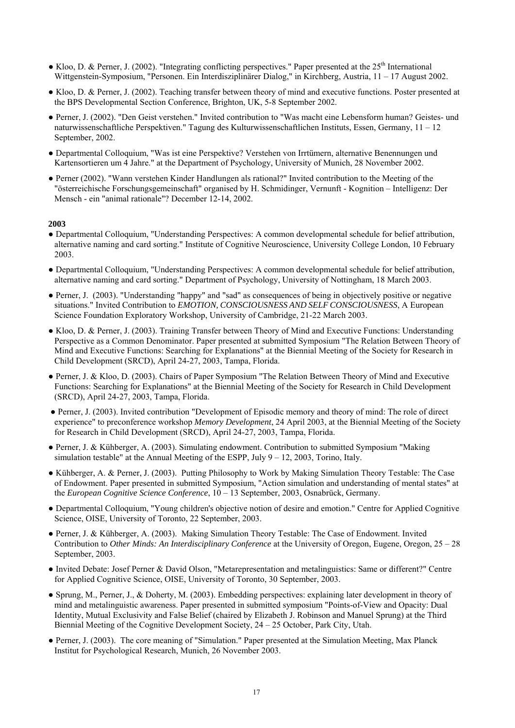- Kloo, D. & Perner, J. (2002). "Integrating conflicting perspectives." Paper presented at the 25th International Wittgenstein-Symposium, "Personen. Ein Interdisziplinärer Dialog," in Kirchberg, Austria, 11 – 17 August 2002.
- Kloo, D. & Perner, J. (2002). Teaching transfer between theory of mind and executive functions. Poster presented at the BPS Developmental Section Conference, Brighton, UK, 5-8 September 2002.
- Perner, J. (2002). "Den Geist verstehen." Invited contribution to "Was macht eine Lebensform human? Geistes- und naturwissenschaftliche Perspektiven." Tagung des Kulturwissenschaftlichen Instituts, Essen, Germany, 11 – 12 September, 2002.
- Departmental Colloquium, "Was ist eine Perspektive? Verstehen von Irrtümern, alternative Benennungen und Kartensortieren um 4 Jahre." at the Department of Psychology, University of Munich, 28 November 2002.
- Perner (2002). "Wann verstehen Kinder Handlungen als rational?" Invited contribution to the Meeting of the "österreichische Forschungsgemeinschaft" organised by H. Schmidinger, Vernunft - Kognition – Intelligenz: Der Mensch - ein "animal rationale"? December 12-14, 2002.

**2003**

- Departmental Colloquium, "Understanding Perspectives: A common developmental schedule for belief attribution, alternative naming and card sorting." Institute of Cognitive Neuroscience, University College London, 10 February 2003.
- Departmental Colloquium, "Understanding Perspectives: A common developmental schedule for belief attribution, alternative naming and card sorting." Department of Psychology, University of Nottingham, 18 March 2003.
- Perner, J. (2003). "Understanding "happy" and "sad" as consequences of being in objectively positive or negative situations." Invited Contribution to *EMOTION, CONSCIOUSNESS AND SELF CONSCIOUSNESS*, A European Science Foundation Exploratory Workshop, University of Cambridge, 21-22 March 2003.
- Kloo, D. & Perner, J. (2003). Training Transfer between Theory of Mind and Executive Functions: Understanding Perspective as a Common Denominator. Paper presented at submitted Symposium "The Relation Between Theory of Mind and Executive Functions: Searching for Explanations" at the Biennial Meeting of the Society for Research in Child Development (SRCD), April 24-27, 2003, Tampa, Florida.
- Perner, J. & Kloo, D. (2003). Chairs of Paper Symposium "The Relation Between Theory of Mind and Executive Functions: Searching for Explanations" at the Biennial Meeting of the Society for Research in Child Development (SRCD), April 24-27, 2003, Tampa, Florida.
- Perner, J. (2003). Invited contribution "Development of Episodic memory and theory of mind: The role of direct experience" to preconference workshop *Memory Development*, 24 April 2003, at the Biennial Meeting of the Society for Research in Child Development (SRCD), April 24-27, 2003, Tampa, Florida.
- Perner, J. & Kühberger, A. (2003). Simulating endowment. Contribution to submitted Symposium "Making simulation testable" at the Annual Meeting of the ESPP, July 9 – 12, 2003, Torino, Italy.
- Kühberger, A. & Perner, J. (2003). Putting Philosophy to Work by Making Simulation Theory Testable: The Case of Endowment. Paper presented in submitted Symposium, "Action simulation and understanding of mental states" at the *European Cognitive Science Conference*, 10 – 13 September, 2003, Osnabrück, Germany.
- Departmental Colloquium, "Young children's objective notion of desire and emotion." Centre for Applied Cognitive Science, OISE, University of Toronto, 22 September, 2003.
- Perner, J. & Kühberger, A. (2003). Making Simulation Theory Testable: The Case of Endowment. Invited Contribution to *Other Minds: An Interdisciplinary Conference* at the University of Oregon, Eugene, Oregon, 25 – 28 September, 2003.
- Invited Debate: Josef Perner & David Olson, "Metarepresentation and metalinguistics: Same or different?" Centre for Applied Cognitive Science, OISE, University of Toronto, 30 September, 2003.
- Sprung, M., Perner, J., & Doherty, M. (2003). Embedding perspectives: explaining later development in theory of mind and metalinguistic awareness. Paper presented in submitted symposium "Points-of-View and Opacity: Dual Identity, Mutual Exclusivity and False Belief (chaired by Elizabeth J. Robinson and Manuel Sprung) at the Third Biennial Meeting of the Cognitive Development Society, 24 – 25 October, Park City, Utah.
- Perner, J. (2003). The core meaning of "Simulation." Paper presented at the Simulation Meeting, Max Planck Institut for Psychological Research, Munich, 26 November 2003.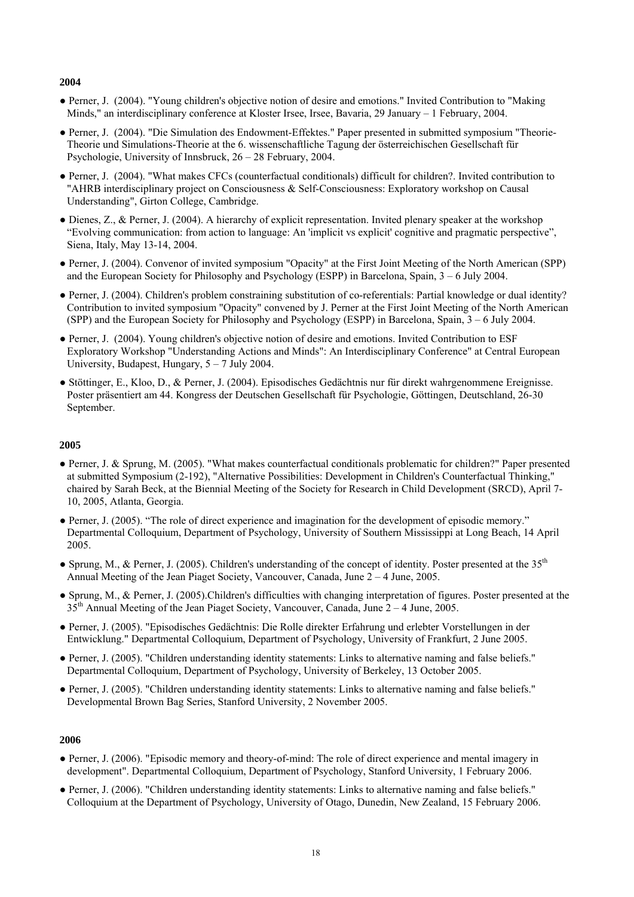**2004**

- Perner, J. (2004). "Young children's objective notion of desire and emotions." Invited Contribution to "Making Minds," an interdisciplinary conference at Kloster Irsee, Irsee, Bavaria, 29 January – 1 February, 2004.
- Perner, J. (2004). "Die Simulation des Endowment-Effektes." Paper presented in submitted symposium "Theorie-Theorie und Simulations-Theorie at the 6. wissenschaftliche Tagung der österreichischen Gesellschaft für Psychologie, University of Innsbruck, 26 – 28 February, 2004.
- Perner, J. (2004). "What makes CFCs (counterfactual conditionals) difficult for children?. Invited contribution to "AHRB interdisciplinary project on Consciousness & Self-Consciousness: Exploratory workshop on Causal Understanding", Girton College, Cambridge.
- Dienes, Z., & Perner, J. (2004). A hierarchy of explicit representation. Invited plenary speaker at the workshop "Evolving communication: from action to language: An 'implicit vs explicit' cognitive and pragmatic perspective", Siena, Italy, May 13-14, 2004.
- Perner, J. (2004). Convenor of invited symposium "Opacity" at the First Joint Meeting of the North American (SPP) and the European Society for Philosophy and Psychology (ESPP) in Barcelona, Spain, 3 – 6 July 2004.
- Perner, J. (2004). Children's problem constraining substitution of co-referentials: Partial knowledge or dual identity? Contribution to invited symposium "Opacity" convened by J. Perner at the First Joint Meeting of the North American (SPP) and the European Society for Philosophy and Psychology (ESPP) in Barcelona, Spain, 3 – 6 July 2004.
- Perner, J. (2004). Young children's objective notion of desire and emotions. Invited Contribution to ESF Exploratory Workshop "Understanding Actions and Minds": An Interdisciplinary Conference" at Central European University, Budapest, Hungary, 5 – 7 July 2004.
- Stöttinger, E., Kloo, D., & Perner, J. (2004). Episodisches Gedächtnis nur für direkt wahrgenommene Ereignisse. Poster präsentiert am 44. Kongress der Deutschen Gesellschaft für Psychologie, Göttingen, Deutschland, 26-30 September.

**2005**

- Perner, J. & Sprung, M. (2005). "What makes counterfactual conditionals problematic for children?" Paper presented at submitted Symposium (2-192), "Alternative Possibilities: Development in Children's Counterfactual Thinking," chaired by Sarah Beck, at the Biennial Meeting of the Society for Research in Child Development (SRCD), April 7-10, 2005, Atlanta, Georgia.
- Perner, J. (2005). "The role of direct experience and imagination for the development of episodic memory." Departmental Colloquium, Department of Psychology, University of Southern Mississippi at Long Beach, 14 April 2005.
- Sprung, M., & Perner, J. (2005). Children's understanding of the concept of identity. Poster presented at the 35th Annual Meeting of the Jean Piaget Society, Vancouver, Canada, June 2 – 4 June, 2005.
- Sprung, M., & Perner, J. (2005).Children's difficulties with changing interpretation of figures. Poster presented at the 35th Annual Meeting of the Jean Piaget Society, Vancouver, Canada, June 2 – 4 June, 2005.
- Perner, J. (2005). "Episodisches Gedächtnis: Die Rolle direkter Erfahrung und erlebter Vorstellungen in der Entwicklung." Departmental Colloquium, Department of Psychology, University of Frankfurt, 2 June 2005.
- Perner, J. (2005). "Children understanding identity statements: Links to alternative naming and false beliefs." Departmental Colloquium, Department of Psychology, University of Berkeley, 13 October 2005.
- Perner, J. (2005). "Children understanding identity statements: Links to alternative naming and false beliefs." Developmental Brown Bag Series, Stanford University, 2 November 2005.

**2006**

- Perner, J. (2006). "Episodic memory and theory-of-mind: The role of direct experience and mental imagery in development". Departmental Colloquium, Department of Psychology, Stanford University, 1 February 2006.
- Perner, J. (2006). "Children understanding identity statements: Links to alternative naming and false beliefs." Colloquium at the Department of Psychology, University of Otago, Dunedin, New Zealand, 15 February 2006.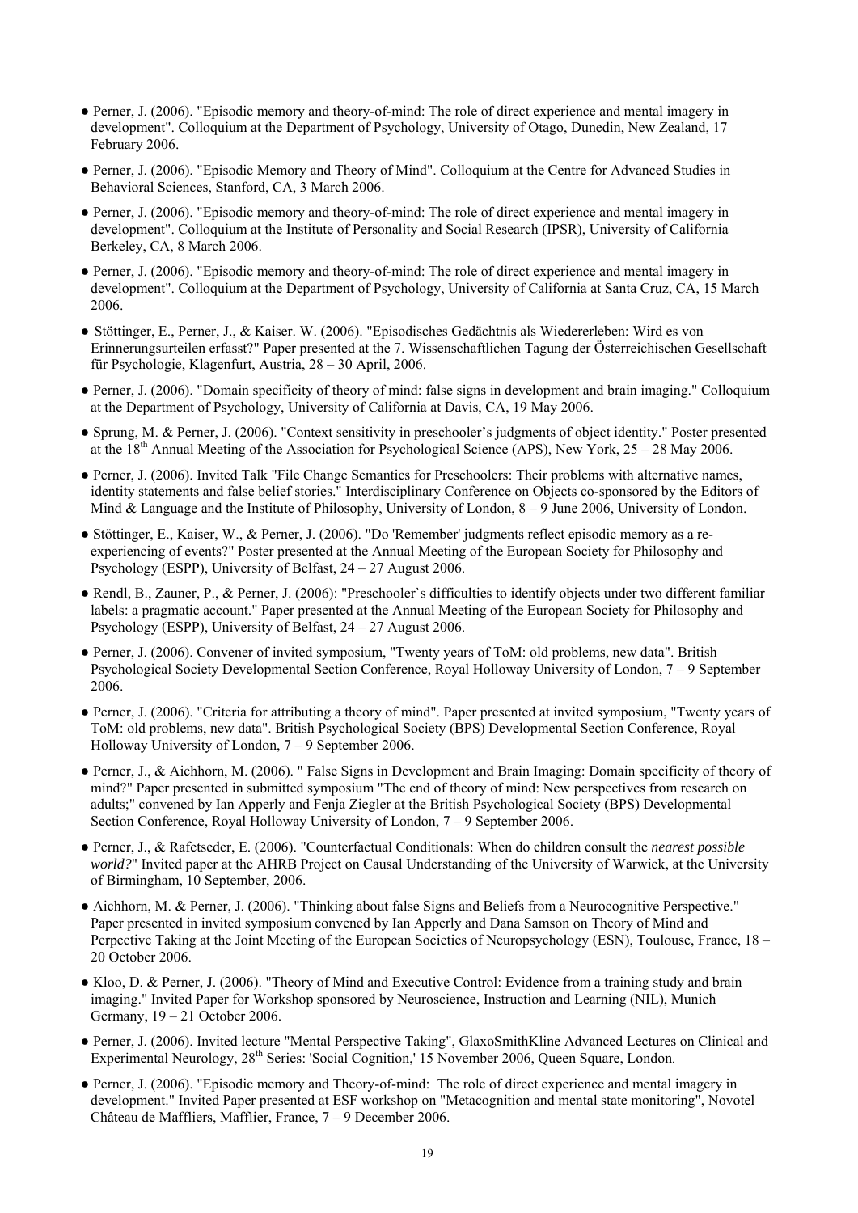- Perner, J. (2006). "Episodic memory and theory-of-mind: The role of direct experience and mental imagery in development". Colloquium at the Department of Psychology, University of Otago, Dunedin, New Zealand, 17 February 2006.
- Perner, J. (2006). "Episodic Memory and Theory of Mind". Colloquium at the Centre for Advanced Studies in Behavioral Sciences, Stanford, CA, 3 March 2006.
- Perner, J. (2006). "Episodic memory and theory-of-mind: The role of direct experience and mental imagery in development". Colloquium at the Institute of Personality and Social Research (IPSR), University of California Berkeley, CA, 8 March 2006.
- Perner, J. (2006). "Episodic memory and theory-of-mind: The role of direct experience and mental imagery in development". Colloquium at the Department of Psychology, University of California at Santa Cruz, CA, 15 March 2006.
- Stöttinger, E., Perner, J., & Kaiser. W. (2006). "Episodisches Gedächtnis als Wiedererleben: Wird es von Erinnerungsurteilen erfasst?" Paper presented at the 7. Wissenschaftlichen Tagung der Österreichischen Gesellschaft für Psychologie, Klagenfurt, Austria, 28 – 30 April, 2006.
- Perner, J. (2006). "Domain specificity of theory of mind: false signs in development and brain imaging." Colloquium at the Department of Psychology, University of California at Davis, CA, 19 May 2006.
- Sprung, M. & Perner, J. (2006). "Context sensitivity in preschooler's judgments of object identity." Poster presented at the 18th Annual Meeting of the Association for Psychological Science (APS), New York, 25 – 28 May 2006.
- Perner, J. (2006). Invited Talk "File Change Semantics for Preschoolers: Their problems with alternative names, identity statements and false belief stories." Interdisciplinary Conference on Objects co-sponsored by the Editors of Mind & Language and the Institute of Philosophy, University of London, 8 – 9 June 2006, University of London.
- Stöttinger, E., Kaiser, W., & Perner, J. (2006). "Do 'Remember' judgments reflect episodic memory as a re-experiencing of events?" Poster presented at the Annual Meeting of the European Society for Philosophy and Psychology (ESPP), University of Belfast, 24 – 27 August 2006.
- Rendl, B., Zauner, P., & Perner, J. (2006): "Preschooler`s difficulties to identify objects under two different familiar labels: a pragmatic account." Paper presented at the Annual Meeting of the European Society for Philosophy and Psychology (ESPP), University of Belfast, 24 – 27 August 2006.
- Perner, J. (2006). Convener of invited symposium, "Twenty years of ToM: old problems, new data". British Psychological Society Developmental Section Conference, Royal Holloway University of London, 7 – 9 September 2006.
- Perner, J. (2006). "Criteria for attributing a theory of mind". Paper presented at invited symposium, "Twenty years of ToM: old problems, new data". British Psychological Society (BPS) Developmental Section Conference, Royal Holloway University of London, 7 – 9 September 2006.
- Perner, J., & Aichhorn, M. (2006). " False Signs in Development and Brain Imaging: Domain specificity of theory of mind?" Paper presented in submitted symposium "The end of theory of mind: New perspectives from research on adults;" convened by Ian Apperly and Fenja Ziegler at the British Psychological Society (BPS) Developmental Section Conference, Royal Holloway University of London, 7 – 9 September 2006.
- Perner, J., & Rafetseder, E. (2006). "Counterfactual Conditionals: When do children consult the *nearest possible world?*" Invited paper at the AHRB Project on Causal Understanding of the University of Warwick, at the University of Birmingham, 10 September, 2006.
- Aichhorn, M. & Perner, J. (2006). "Thinking about false Signs and Beliefs from a Neurocognitive Perspective." Paper presented in invited symposium convened by Ian Apperly and Dana Samson on Theory of Mind and Perpective Taking at the Joint Meeting of the European Societies of Neuropsychology (ESN), Toulouse, France, 18 – 20 October 2006.
- Kloo, D. & Perner, J. (2006). "Theory of Mind and Executive Control: Evidence from a training study and brain imaging." Invited Paper for Workshop sponsored by Neuroscience, Instruction and Learning (NIL), Munich Germany, 19 – 21 October 2006.
- Perner, J. (2006). Invited lecture "Mental Perspective Taking", GlaxoSmithKline Advanced Lectures on Clinical and Experimental Neurology, 28th Series: 'Social Cognition,' 15 November 2006, Queen Square, London.
- Perner, J. (2006). "Episodic memory and Theory-of-mind: The role of direct experience and mental imagery in development." Invited Paper presented at ESF workshop on "Metacognition and mental state monitoring", Novotel Château de Maffliers, Mafflier, France, 7 – 9 December 2006.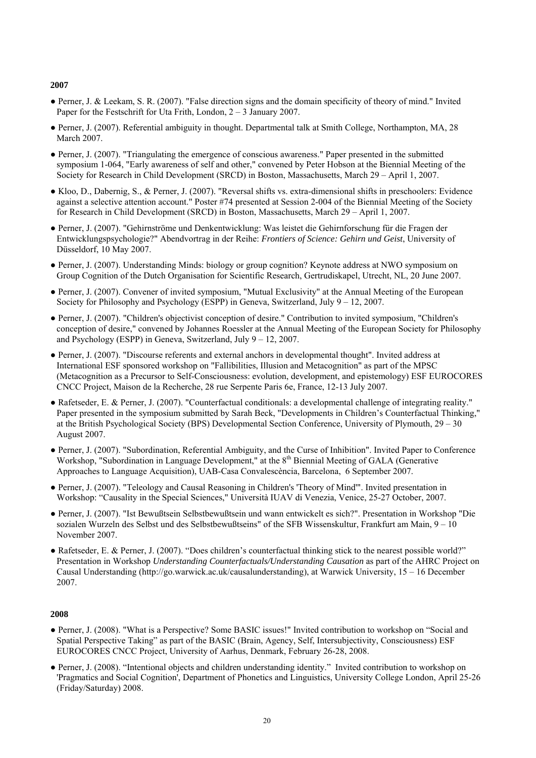**2007**

- Perner, J. & Leekam, S. R. (2007). "False direction signs and the domain specificity of theory of mind." Invited Paper for the Festschrift for Uta Frith, London, 2 – 3 January 2007.
- Perner, J. (2007). Referential ambiguity in thought. Departmental talk at Smith College, Northampton, MA, 28 March 2007.
- Perner, J. (2007). "Triangulating the emergence of conscious awareness." Paper presented in the submitted symposium 1-064, "Early awareness of self and other," convened by Peter Hobson at the Biennial Meeting of the Society for Research in Child Development (SRCD) in Boston, Massachusetts, March 29 – April 1, 2007.
- Kloo, D., Dabernig, S., & Perner, J. (2007). "Reversal shifts vs. extra-dimensional shifts in preschoolers: Evidence against a selective attention account." Poster #74 presented at Session 2-004 of the Biennial Meeting of the Society for Research in Child Development (SRCD) in Boston, Massachusetts, March 29 – April 1, 2007.
- Perner, J. (2007). "Gehirnströme und Denkentwicklung: Was leistet die Gehirnforschung für die Fragen der Entwicklungspsychologie?" Abendvortrag in der Reihe: *Frontiers of Science: Gehirn und Geist*, University of Düsseldorf, 10 May 2007.
- Perner, J. (2007). Understanding Minds: biology or group cognition? Keynote address at NWO symposium on Group Cognition of the Dutch Organisation for Scientific Research, Gertrudiskapel, Utrecht, NL, 20 June 2007.
- Perner, J. (2007). Convener of invited symposium, "Mutual Exclusivity" at the Annual Meeting of the European Society for Philosophy and Psychology (ESPP) in Geneva, Switzerland, July 9 – 12, 2007.
- Perner, J. (2007). "Children's objectivist conception of desire." Contribution to invited symposium, "Children's conception of desire," convened by Johannes Roessler at the Annual Meeting of the European Society for Philosophy and Psychology (ESPP) in Geneva, Switzerland, July 9 – 12, 2007.
- Perner, J. (2007). "Discourse referents and external anchors in developmental thought". Invited address at International ESF sponsored workshop on "Fallibilities, Illusion and Metacognition" as part of the MPSC (Metacognition as a Precursor to Self-Consciousness: evolution, development, and epistemology) ESF EUROCORES CNCC Project, Maison de la Recherche, 28 rue Serpente Paris 6e, France, 12-13 July 2007.
- Rafetseder, E. & Perner, J. (2007). "Counterfactual conditionals: a developmental challenge of integrating reality." Paper presented in the symposium submitted by Sarah Beck, "Developments in Children's Counterfactual Thinking," at the British Psychological Society (BPS) Developmental Section Conference, University of Plymouth, 29 – 30 August 2007.
- Perner, J. (2007). "Subordination, Referential Ambiguity, and the Curse of Inhibition". Invited Paper to Conference Workshop, "Subordination in Language Development," at the 8th Biennial Meeting of GALA (Generative Approaches to Language Acquisition), UAB-Casa Convalescència, Barcelona, 6 September 2007.
- Perner, J. (2007). "Teleology and Causal Reasoning in Children's 'Theory of Mind'". Invited presentation in Workshop: "Causality in the Special Sciences," Università IUAV di Venezia, Venice, 25-27 October, 2007.
- Perner, J. (2007). "Ist Bewußtsein Selbstbewußtsein und wann entwickelt es sich?". Presentation in Workshop "Die sozialen Wurzeln des Selbst und des Selbstbewußtseins" of the SFB Wissenskultur, Frankfurt am Main, 9 – 10 November 2007.
- Rafetseder, E. & Perner, J. (2007). "Does children's counterfactual thinking stick to the nearest possible world?" Presentation in Workshop *Understanding Counterfactuals/Understanding Causation* as part of the AHRC Project on Causal Understanding (http://go.warwick.ac.uk/causalunderstanding), at Warwick University, 15 – 16 December 2007.

**2008**

- Perner, J. (2008). "What is a Perspective? Some BASIC issues!" Invited contribution to workshop on "Social and Spatial Perspective Taking" as part of the BASIC (Brain, Agency, Self, Intersubjectivity, Consciousness) ESF EUROCORES CNCC Project, University of Aarhus, Denmark, February 26-28, 2008.
- Perner, J. (2008). "Intentional objects and children understanding identity." Invited contribution to workshop on 'Pragmatics and Social Cognition', Department of Phonetics and Linguistics, University College London, April 25-26 (Friday/Saturday) 2008.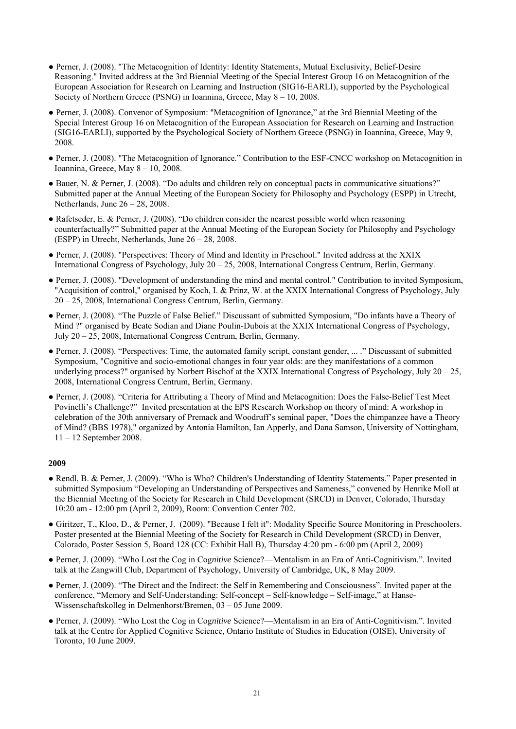- Perner, J. (2008). "The Metacognition of Identity: Identity Statements, Mutual Exclusivity, Belief-Desire Reasoning." Invited address at the 3rd Biennial Meeting of the Special Interest Group 16 on Metacognition of the European Association for Research on Learning and Instruction (SIG16-EARLI), supported by the Psychological Society of Northern Greece (PSNG) in Ioannina, Greece, May 8 – 10, 2008.
- Perner, J. (2008). Convenor of Symposium: "Metacognition of Ignorance," at the 3rd Biennial Meeting of the Special Interest Group 16 on Metacognition of the European Association for Research on Learning and Instruction (SIG16-EARLI), supported by the Psychological Society of Northern Greece (PSNG) in Ioannina, Greece, May 9, 2008.
- Perner, J. (2008). "The Metacognition of Ignorance." Contribution to the ESF-CNCC workshop on Metacognition in Ioannina, Greece, May 8 – 10, 2008.
- Bauer, N. & Perner, J. (2008). "Do adults and children rely on conceptual pacts in communicative situations?" Submitted paper at the Annual Meeting of the European Society for Philosophy and Psychology (ESPP) in Utrecht, Netherlands, June 26 – 28, 2008.
- Rafetseder, E. & Perner, J. (2008). "Do children consider the nearest possible world when reasoning counterfactually?" Submitted paper at the Annual Meeting of the European Society for Philosophy and Psychology (ESPP) in Utrecht, Netherlands, June 26 – 28, 2008.
- Perner, J. (2008). "Perspectives: Theory of Mind and Identity in Preschool." Invited address at the XXIX International Congress of Psychology, July 20 – 25, 2008, International Congress Centrum, Berlin, Germany.
- Perner, J. (2008). "Development of understanding the mind and mental control." Contribution to invited Symposium, "Acquisition of control," organised by Koch, I. & Prinz, W. at the XXIX International Congress of Psychology, July 20 – 25, 2008, International Congress Centrum, Berlin, Germany.
- Perner, J. (2008). "The Puzzle of False Belief." Discussant of submitted Symposium, "Do infants have a Theory of Mind ?" organised by Beate Sodian and Diane Poulin-Dubois at the XXIX International Congress of Psychology, July 20 – 25, 2008, International Congress Centrum, Berlin, Germany.
- Perner, J. (2008). "Perspectives: Time, the automated family script, constant gender, ... ." Discussant of submitted Symposium, "Cognitive and socio-emotional changes in four year olds: are they manifestations of a common underlying process?" organised by Norbert Bischof at the XXIX International Congress of Psychology, July 20 – 25, 2008, International Congress Centrum, Berlin, Germany.
- Perner, J. (2008). "Criteria for Attributing a Theory of Mind and Metacognition: Does the False-Belief Test Meet Povinelli's Challenge?" Invited presentation at the EPS Research Workshop on theory of mind: A workshop in celebration of the 30th anniversary of Premack and Woodruff's seminal paper, "Does the chimpanzee have a Theory of Mind? (BBS 1978)," organized by Antonia Hamilton, Ian Apperly, and Dana Samson, University of Nottingham, 11 – 12 September 2008.

**2009**

- Rendl, B. & Perner, J. (2009). "Who is Who? Children's Understanding of Identity Statements." Paper presented in submitted Symposium "Developing an Understanding of Perspectives and Sameness," convened by Henrike Moll at the Biennial Meeting of the Society for Research in Child Development (SRCD) in Denver, Colorado, Thursday 10:20 am - 12:00 pm (April 2, 2009), Room: Convention Center 702.
- Giritzer, T., Kloo, D., & Perner, J. (2009). "Because I felt it": Modality Specific Source Monitoring in Preschoolers. Poster presented at the Biennial Meeting of the Society for Research in Child Development (SRCD) in Denver, Colorado, Poster Session 5, Board 128 (CC: Exhibit Hall B), Thursday 4:20 pm - 6:00 pm (April 2, 2009)
- Perner, J. (2009). "Who Lost the Cog in Cog*nitive* Science?—Mentalism in an Era of Anti-Cognitivism.". Invited talk at the Zangwill Club, Department of Psychology, University of Cambridge, UK, 8 May 2009.
- Perner, J. (2009). "The Direct and the Indirect: the Self in Remembering and Consciousness". Invited paper at the conference, "Memory and Self-Understanding: Self-concept – Self-knowledge – Self-image," at Hanse-Wissenschaftskolleg in Delmenhorst/Bremen, 03 – 05 June 2009.
- Perner, J. (2009). "Who Lost the Cog in Cog*nitive* Science?—Mentalism in an Era of Anti-Cognitivism.". Invited talk at the Centre for Applied Cognitive Science, Ontario Institute of Studies in Education (OISE), University of Toronto, 10 June 2009.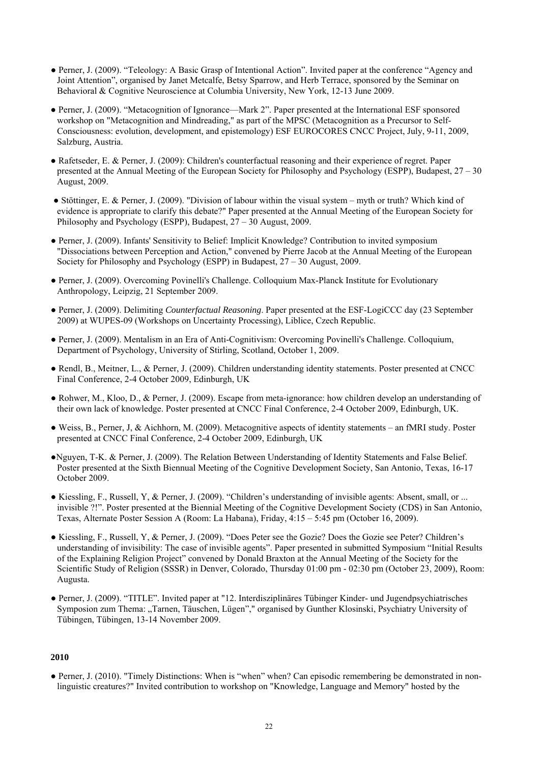- Perner, J. (2009). “Teleology: A Basic Grasp of Intentional Action”. Invited paper at the conference “Agency and Joint Attention”, organised by Janet Metcalfe, Betsy Sparrow, and Herb Terrace, sponsored by the Seminar on Behavioral & Cognitive Neuroscience at Columbia University, New York, 12-13 June 2009.

- Perner, J. (2009). “Metacognition of Ignorance—Mark 2”. Paper presented at the International ESF sponsored workshop on "Metacognition and Mindreading," as part of the MPSC (Metacognition as a Precursor to Self-Consciousness: evolution, development, and epistemology) ESF EUROCORES CNCC Project, July, 9-11, 2009, Salzburg, Austria.

- Rafetseder, E. & Perner, J. (2009): Children's counterfactual reasoning and their experience of regret. Paper presented at the Annual Meeting of the European Society for Philosophy and Psychology (ESPP), Budapest, 27 – 30 August, 2009.

- Stöttinger, E. & Perner, J. (2009). "Division of labour within the visual system – myth or truth? Which kind of evidence is appropriate to clarify this debate?" Paper presented at the Annual Meeting of the European Society for Philosophy and Psychology (ESPP), Budapest, 27 – 30 August, 2009.

- Perner, J. (2009). Infants' Sensitivity to Belief: Implicit Knowledge? Contribution to invited symposium "Dissociations between Perception and Action," convened by Pierre Jacob at the Annual Meeting of the European Society for Philosophy and Psychology (ESPP) in Budapest, 27 – 30 August, 2009.

- Perner, J. (2009). Overcoming Povinelli's Challenge. Colloquium Max-Planck Institute for Evolutionary Anthropology, Leipzig, 21 September 2009.

- Perner, J. (2009). Delimiting *Counterfactual Reasoning*. Paper presented at the ESF-LogiCCC day (23 September 2009) at WUPES-09 (Workshops on Uncertainty Processing), Liblice, Czech Republic.

- Perner, J. (2009). Mentalism in an Era of Anti-Cognitivism: Overcoming Povinelli's Challenge. Colloquium, Department of Psychology, University of Stirling, Scotland, October 1, 2009.

- Rendl, B., Meitner, L., & Perner, J. (2009). Children understanding identity statements. Poster presented at CNCC Final Conference, 2-4 October 2009, Edinburgh, UK

- Rohwer, M., Kloo, D., & Perner, J. (2009). Escape from meta-ignorance: how children develop an understanding of their own lack of knowledge. Poster presented at CNCC Final Conference, 2-4 October 2009, Edinburgh, UK.

- Weiss, B., Perner, J, & Aichhorn, M. (2009). Metacognitive aspects of identity statements – an fMRI study. Poster presented at CNCC Final Conference, 2-4 October 2009, Edinburgh, UK

- Nguyen, T-K. & Perner, J. (2009). The Relation Between Understanding of Identity Statements and False Belief. Poster presented at the Sixth Biennual Meeting of the Cognitive Development Society, San Antonio, Texas, 16-17 October 2009.

- Kiessling, F., Russell, Y, & Perner, J. (2009). “Children’s understanding of invisible agents: Absent, small, or ... invisible ?!”. Poster presented at the Biennial Meeting of the Cognitive Development Society (CDS) in San Antonio, Texas, Alternate Poster Session A (Room: La Habana), Friday, 4:15 – 5:45 pm (October 16, 2009).

- Kiessling, F., Russell, Y, & Perner, J. (2009). “Does Peter see the Gozie? Does the Gozie see Peter? Children’s understanding of invisibility: The case of invisible agents”. Paper presented in submitted Symposium “Initial Results of the Explaining Religion Project” convened by Donald Braxton at the Annual Meeting of the Society for the Scientific Study of Religion (SSSR) in Denver, Colorado, Thursday 01:00 pm - 02:30 pm (October 23, 2009), Room: Augusta.

- Perner, J. (2009). “TITLE”. Invited paper at "12. Interdisziplinäres Tübinger Kinder- und Jugendpsychiatrisches Symposion zum Thema: „Tarnen, Täuschen, Lügen”," organised by Gunther Klosinski, Psychiatry University of Tübingen, Tübingen, 13-14 November 2009.

**2010**

- Perner, J. (2010). "Timely Distinctions: When is “when” when? Can episodic remembering be demonstrated in non-linguistic creatures?" Invited contribution to workshop on "Knowledge, Language and Memory" hosted by the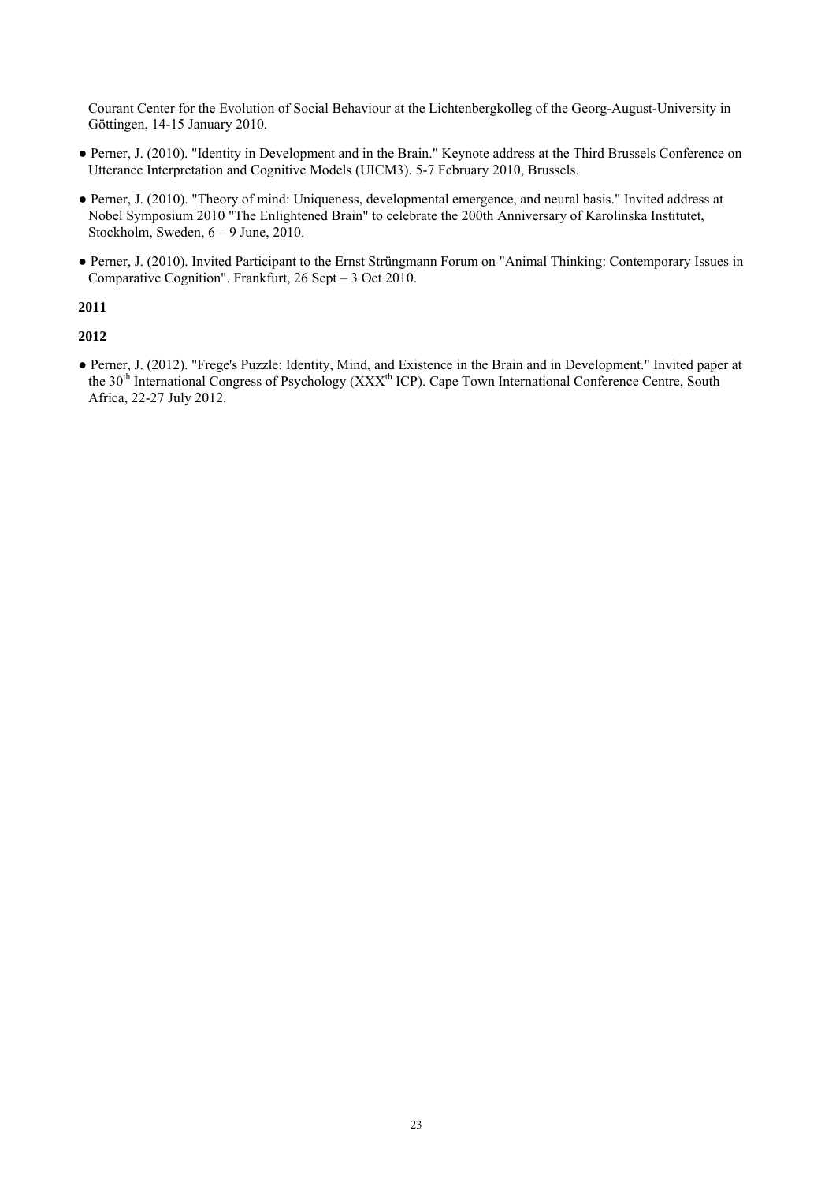Courant Center for the Evolution of Social Behaviour at the Lichtenbergkolleg of the Georg-August-University in Göttingen, 14-15 January 2010.

- Perner, J. (2010). "Identity in Development and in the Brain." Keynote address at the Third Brussels Conference on Utterance Interpretation and Cognitive Models (UICM3). 5-7 February 2010, Brussels.
- Perner, J. (2010). "Theory of mind: Uniqueness, developmental emergence, and neural basis." Invited address at Nobel Symposium 2010 "The Enlightened Brain" to celebrate the 200th Anniversary of Karolinska Institutet, Stockholm, Sweden, 6 – 9 June, 2010.
- Perner, J. (2010). Invited Participant to the Ernst Strüngmann Forum on "Animal Thinking: Contemporary Issues in Comparative Cognition". Frankfurt, 26 Sept – 3 Oct 2010.

**2011**

**2012**

- Perner, J. (2012). "Frege's Puzzle: Identity, Mind, and Existence in the Brain and in Development." Invited paper at the 30th International Congress of Psychology (XXXth ICP). Cape Town International Conference Centre, South Africa, 22-27 July 2012.